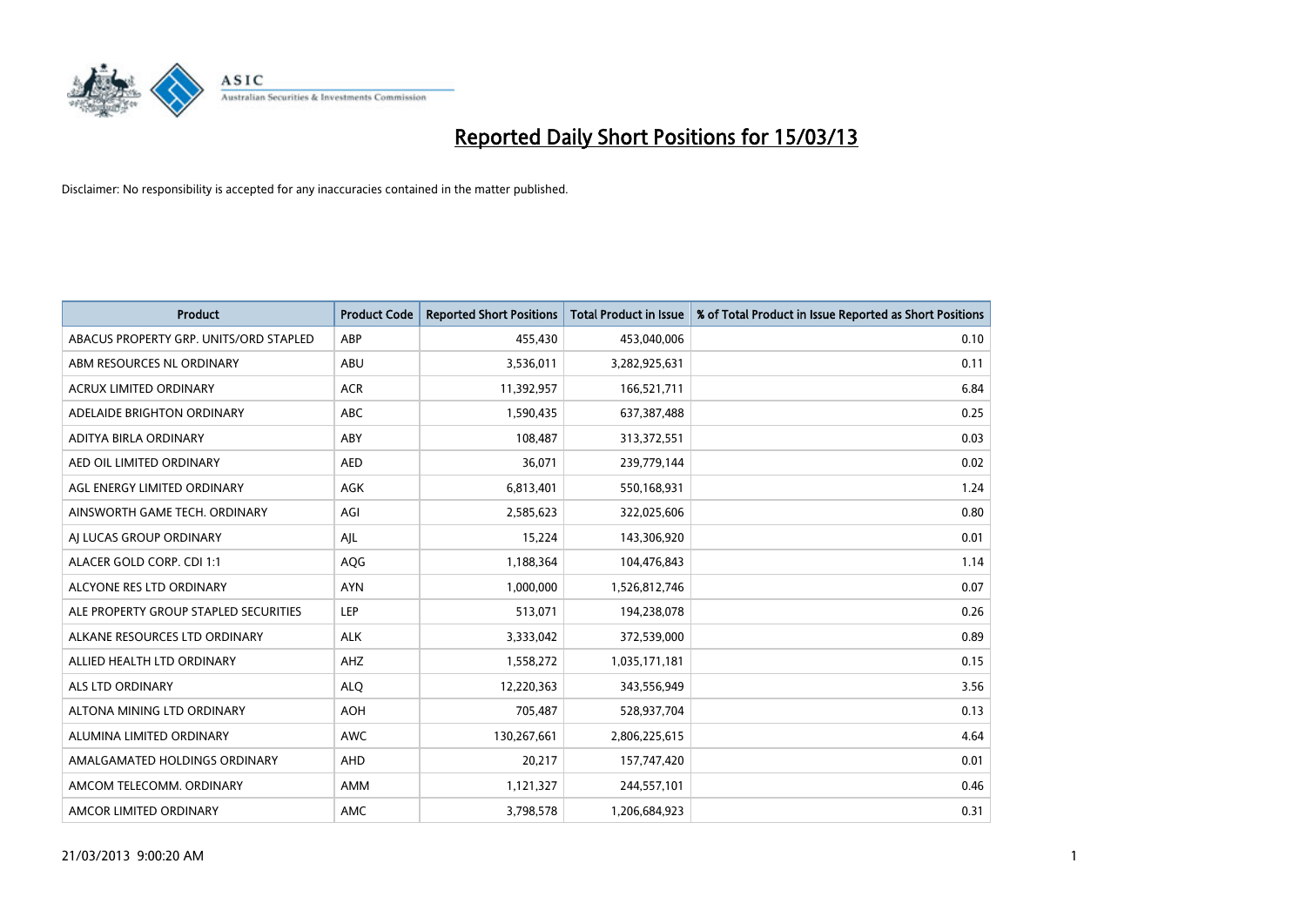# Reported Daily Short Positions for 15/03/13

Disclaimer: No responsibility is accepted for any inaccuracies contained in the matter published.

| Product | Product Code | Reported Short Positions | Total Product in Issue | % of Total Product in Issue Reported as Short Positions |
|---|---|---|---|---|
| ABACUS PROPERTY GRP. UNITS/ORD STAPLED | ABP | 455,430 | 453,040,006 | 0.10 |
| ABM RESOURCES NL ORDINARY | ABU | 3,536,011 | 3,282,925,631 | 0.11 |
| ACRUX LIMITED ORDINARY | ACR | 11,392,957 | 166,521,711 | 6.84 |
| ADELAIDE BRIGHTON ORDINARY | ABC | 1,590,435 | 637,387,488 | 0.25 |
| ADITYA BIRLA ORDINARY | ABY | 108,487 | 313,372,551 | 0.03 |
| AED OIL LIMITED ORDINARY | AED | 36,071 | 239,779,144 | 0.02 |
| AGL ENERGY LIMITED ORDINARY | AGK | 6,813,401 | 550,168,931 | 1.24 |
| AINSWORTH GAME TECH. ORDINARY | AGI | 2,585,623 | 322,025,606 | 0.80 |
| AJ LUCAS GROUP ORDINARY | AJL | 15,224 | 143,306,920 | 0.01 |
| ALACER GOLD CORP. CDI 1:1 | AQG | 1,188,364 | 104,476,843 | 1.14 |
| ALCYONE RES LTD ORDINARY | AYN | 1,000,000 | 1,526,812,746 | 0.07 |
| ALE PROPERTY GROUP STAPLED SECURITIES | LEP | 513,071 | 194,238,078 | 0.26 |
| ALKANE RESOURCES LTD ORDINARY | ALK | 3,333,042 | 372,539,000 | 0.89 |
| ALLIED HEALTH LTD ORDINARY | AHZ | 1,558,272 | 1,035,171,181 | 0.15 |
| ALS LTD ORDINARY | ALQ | 12,220,363 | 343,556,949 | 3.56 |
| ALTONA MINING LTD ORDINARY | AOH | 705,487 | 528,937,704 | 0.13 |
| ALUMINA LIMITED ORDINARY | AWC | 130,267,661 | 2,806,225,615 | 4.64 |
| AMALGAMATED HOLDINGS ORDINARY | AHD | 20,217 | 157,747,420 | 0.01 |
| AMCOM TELECOMM. ORDINARY | AMM | 1,121,327 | 244,557,101 | 0.46 |
| AMCOR LIMITED ORDINARY | AMC | 3,798,578 | 1,206,684,923 | 0.31 |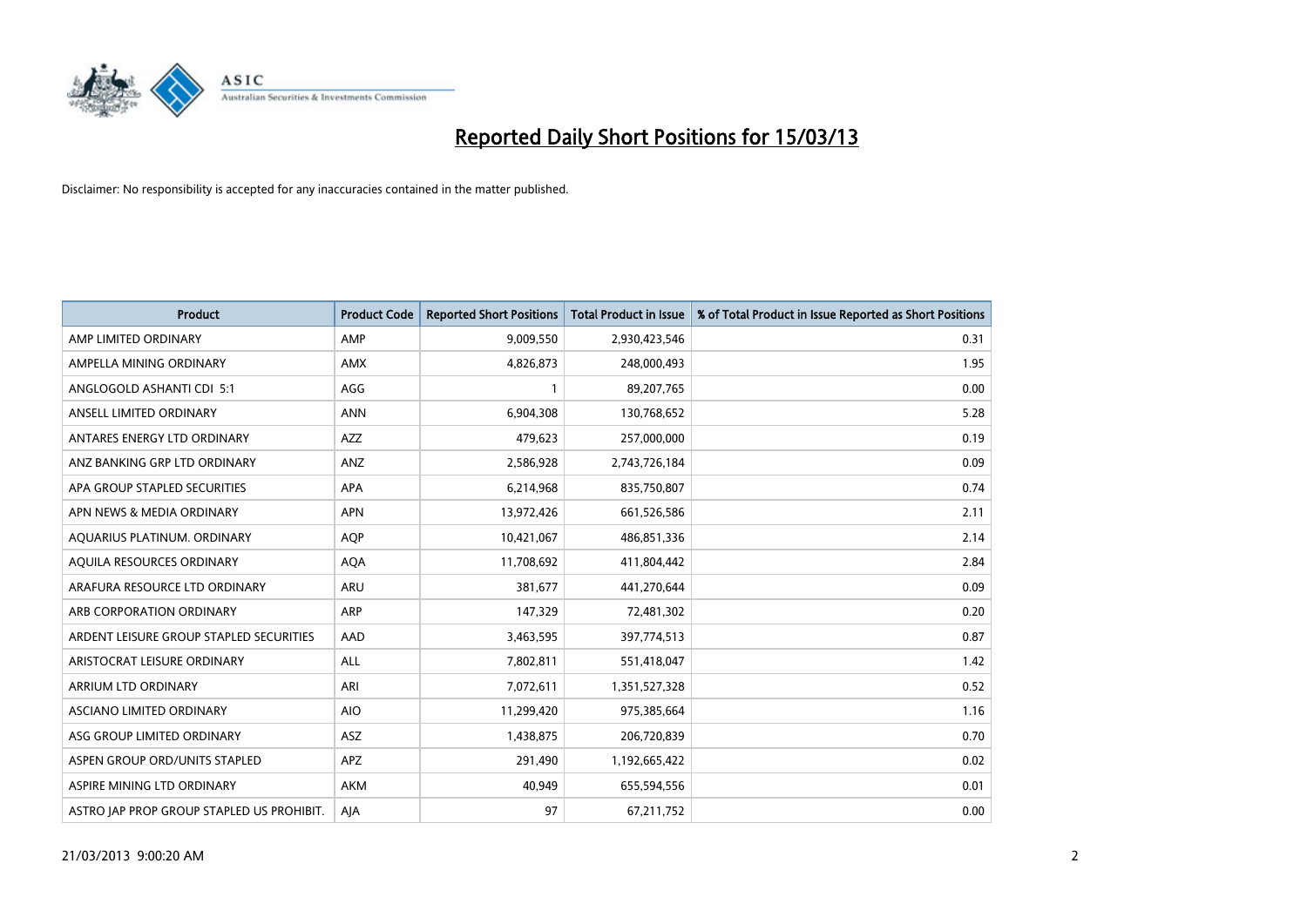# Reported Daily Short Positions for 15/03/13

Disclaimer: No responsibility is accepted for any inaccuracies contained in the matter published.

| Product | Product Code | Reported Short Positions | Total Product in Issue | % of Total Product in Issue Reported as Short Positions |
|---|---|---|---|---|
| AMP LIMITED ORDINARY | AMP | 9,009,550 | 2,930,423,546 | 0.31 |
| AMPELLA MINING ORDINARY | AMX | 4,826,873 | 248,000,493 | 1.95 |
| ANGLOGOLD ASHANTI CDI 5:1 | AGG | 1 | 89,207,765 | 0.00 |
| ANSELL LIMITED ORDINARY | ANN | 6,904,308 | 130,768,652 | 5.28 |
| ANTARES ENERGY LTD ORDINARY | AZZ | 479,623 | 257,000,000 | 0.19 |
| ANZ BANKING GRP LTD ORDINARY | ANZ | 2,586,928 | 2,743,726,184 | 0.09 |
| APA GROUP STAPLED SECURITIES | APA | 6,214,968 | 835,750,807 | 0.74 |
| APN NEWS & MEDIA ORDINARY | APN | 13,972,426 | 661,526,586 | 2.11 |
| AQUARIUS PLATINUM. ORDINARY | AQP | 10,421,067 | 486,851,336 | 2.14 |
| AQUILA RESOURCES ORDINARY | AQA | 11,708,692 | 411,804,442 | 2.84 |
| ARAFURA RESOURCE LTD ORDINARY | ARU | 381,677 | 441,270,644 | 0.09 |
| ARB CORPORATION ORDINARY | ARP | 147,329 | 72,481,302 | 0.20 |
| ARDENT LEISURE GROUP STAPLED SECURITIES | AAD | 3,463,595 | 397,774,513 | 0.87 |
| ARISTOCRAT LEISURE ORDINARY | ALL | 7,802,811 | 551,418,047 | 1.42 |
| ARRIUM LTD ORDINARY | ARI | 7,072,611 | 1,351,527,328 | 0.52 |
| ASCIANO LIMITED ORDINARY | AIO | 11,299,420 | 975,385,664 | 1.16 |
| ASG GROUP LIMITED ORDINARY | ASZ | 1,438,875 | 206,720,839 | 0.70 |
| ASPEN GROUP ORD/UNITS STAPLED | APZ | 291,490 | 1,192,665,422 | 0.02 |
| ASPIRE MINING LTD ORDINARY | AKM | 40,949 | 655,594,556 | 0.01 |
| ASTRO JAP PROP GROUP STAPLED US PROHIBIT. | AJA | 97 | 67,211,752 | 0.00 |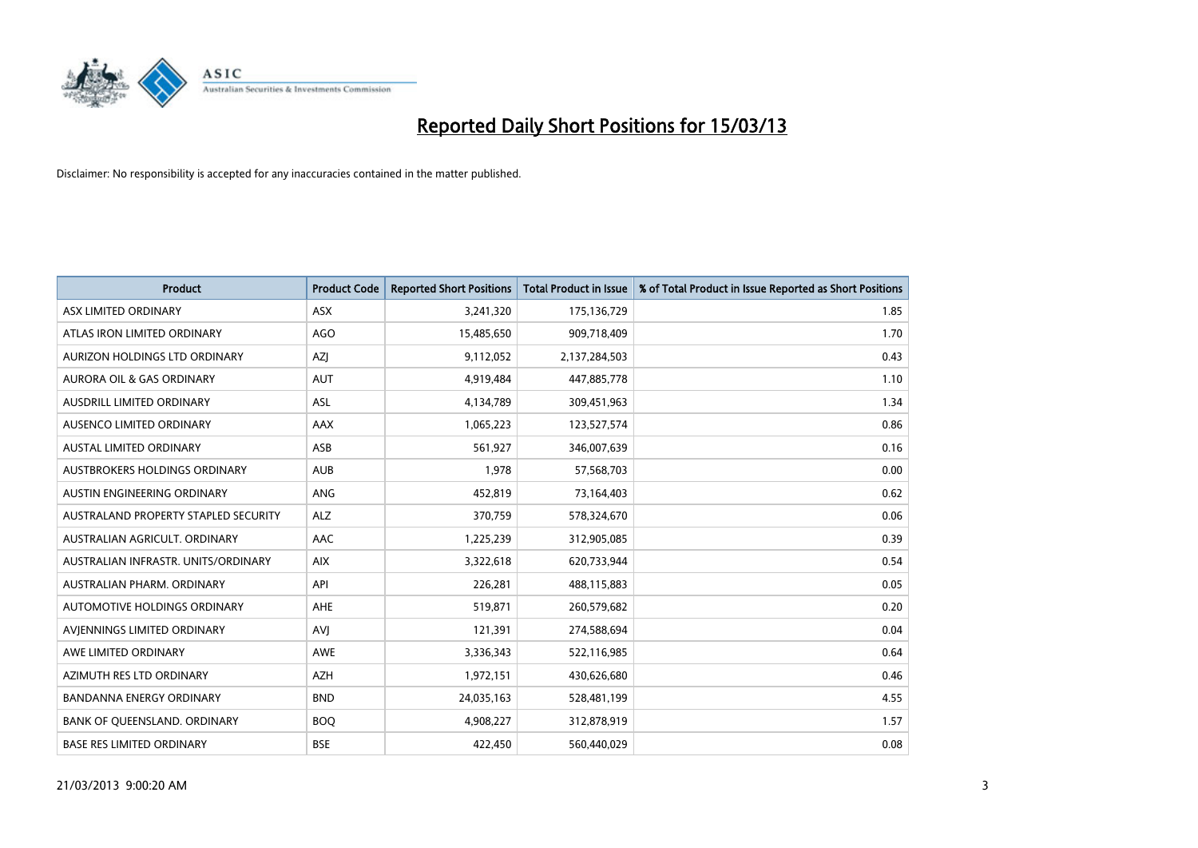# Reported Daily Short Positions for 15/03/13

Disclaimer: No responsibility is accepted for any inaccuracies contained in the matter published.

| Product | Product Code | Reported Short Positions | Total Product in Issue | % of Total Product in Issue Reported as Short Positions |
|---|---|---|---|---|
| ASX LIMITED ORDINARY | ASX | 3,241,320 | 175,136,729 | 1.85 |
| ATLAS IRON LIMITED ORDINARY | AGO | 15,485,650 | 909,718,409 | 1.70 |
| AURIZON HOLDINGS LTD ORDINARY | AZJ | 9,112,052 | 2,137,284,503 | 0.43 |
| AURORA OIL & GAS ORDINARY | AUT | 4,919,484 | 447,885,778 | 1.10 |
| AUSDRILL LIMITED ORDINARY | ASL | 4,134,789 | 309,451,963 | 1.34 |
| AUSENCO LIMITED ORDINARY | AAX | 1,065,223 | 123,527,574 | 0.86 |
| AUSTAL LIMITED ORDINARY | ASB | 561,927 | 346,007,639 | 0.16 |
| AUSTBROKERS HOLDINGS ORDINARY | AUB | 1,978 | 57,568,703 | 0.00 |
| AUSTIN ENGINEERING ORDINARY | ANG | 452,819 | 73,164,403 | 0.62 |
| AUSTRALAND PROPERTY STAPLED SECURITY | ALZ | 370,759 | 578,324,670 | 0.06 |
| AUSTRALIAN AGRICULT. ORDINARY | AAC | 1,225,239 | 312,905,085 | 0.39 |
| AUSTRALIAN INFRASTR. UNITS/ORDINARY | AIX | 3,322,618 | 620,733,944 | 0.54 |
| AUSTRALIAN PHARM. ORDINARY | API | 226,281 | 488,115,883 | 0.05 |
| AUTOMOTIVE HOLDINGS ORDINARY | AHE | 519,871 | 260,579,682 | 0.20 |
| AVJENNINGS LIMITED ORDINARY | AVJ | 121,391 | 274,588,694 | 0.04 |
| AWE LIMITED ORDINARY | AWE | 3,336,343 | 522,116,985 | 0.64 |
| AZIMUTH RES LTD ORDINARY | AZH | 1,972,151 | 430,626,680 | 0.46 |
| BANDANNA ENERGY ORDINARY | BND | 24,035,163 | 528,481,199 | 4.55 |
| BANK OF QUEENSLAND. ORDINARY | BOQ | 4,908,227 | 312,878,919 | 1.57 |
| BASE RES LIMITED ORDINARY | BSE | 422,450 | 560,440,029 | 0.08 |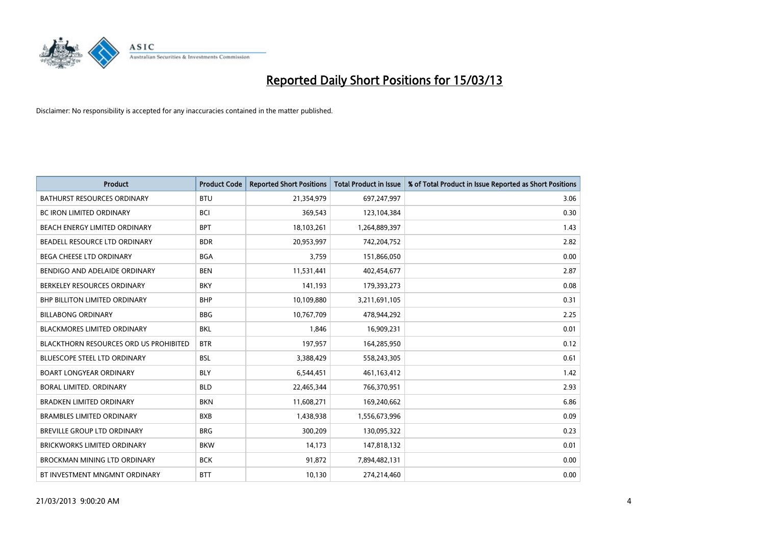# Reported Daily Short Positions for 15/03/13

Disclaimer: No responsibility is accepted for any inaccuracies contained in the matter published.

| Product | Product Code | Reported Short Positions | Total Product in Issue | % of Total Product in Issue Reported as Short Positions |
|---|---|---|---|---|
| BATHURST RESOURCES ORDINARY | BTU | 21,354,979 | 697,247,997 | 3.06 |
| BC IRON LIMITED ORDINARY | BCI | 369,543 | 123,104,384 | 0.30 |
| BEACH ENERGY LIMITED ORDINARY | BPT | 18,103,261 | 1,264,889,397 | 1.43 |
| BEADELL RESOURCE LTD ORDINARY | BDR | 20,953,997 | 742,204,752 | 2.82 |
| BEGA CHEESE LTD ORDINARY | BGA | 3,759 | 151,866,050 | 0.00 |
| BENDIGO AND ADELAIDE ORDINARY | BEN | 11,531,441 | 402,454,677 | 2.87 |
| BERKELEY RESOURCES ORDINARY | BKY | 141,193 | 179,393,273 | 0.08 |
| BHP BILLITON LIMITED ORDINARY | BHP | 10,109,880 | 3,211,691,105 | 0.31 |
| BILLABONG ORDINARY | BBG | 10,767,709 | 478,944,292 | 2.25 |
| BLACKMORES LIMITED ORDINARY | BKL | 1,846 | 16,909,231 | 0.01 |
| BLACKTHORN RESOURCES ORD US PROHIBITED | BTR | 197,957 | 164,285,950 | 0.12 |
| BLUESCOPE STEEL LTD ORDINARY | BSL | 3,388,429 | 558,243,305 | 0.61 |
| BOART LONGYEAR ORDINARY | BLY | 6,544,451 | 461,163,412 | 1.42 |
| BORAL LIMITED. ORDINARY | BLD | 22,465,344 | 766,370,951 | 2.93 |
| BRADKEN LIMITED ORDINARY | BKN | 11,608,271 | 169,240,662 | 6.86 |
| BRAMBLES LIMITED ORDINARY | BXB | 1,438,938 | 1,556,673,996 | 0.09 |
| BREVILLE GROUP LTD ORDINARY | BRG | 300,209 | 130,095,322 | 0.23 |
| BRICKWORKS LIMITED ORDINARY | BKW | 14,173 | 147,818,132 | 0.01 |
| BROCKMAN MINING LTD ORDINARY | BCK | 91,872 | 7,894,482,131 | 0.00 |
| BT INVESTMENT MNGMNT ORDINARY | BTT | 10,130 | 274,214,460 | 0.00 |

21/03/2013 9:00:20 AM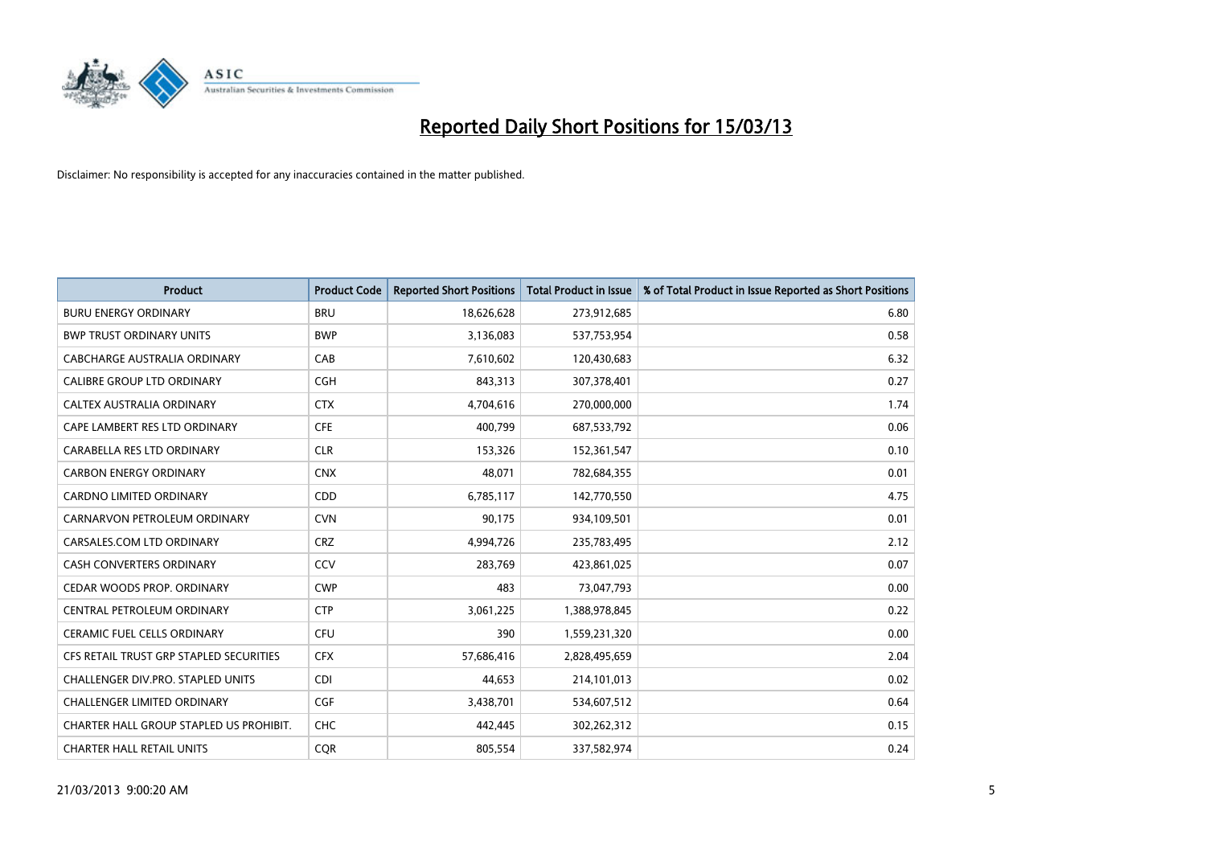# Reported Daily Short Positions for 15/03/13

Disclaimer: No responsibility is accepted for any inaccuracies contained in the matter published.

| Product | Product Code | Reported Short Positions | Total Product in Issue | % of Total Product in Issue Reported as Short Positions |
|---|---|---|---|---|
| BURU ENERGY ORDINARY | BRU | 18,626,628 | 273,912,685 | 6.80 |
| BWP TRUST ORDINARY UNITS | BWP | 3,136,083 | 537,753,954 | 0.58 |
| CABCHARGE AUSTRALIA ORDINARY | CAB | 7,610,602 | 120,430,683 | 6.32 |
| CALIBRE GROUP LTD ORDINARY | CGH | 843,313 | 307,378,401 | 0.27 |
| CALTEX AUSTRALIA ORDINARY | CTX | 4,704,616 | 270,000,000 | 1.74 |
| CAPE LAMBERT RES LTD ORDINARY | CFE | 400,799 | 687,533,792 | 0.06 |
| CARABELLA RES LTD ORDINARY | CLR | 153,326 | 152,361,547 | 0.10 |
| CARBON ENERGY ORDINARY | CNX | 48,071 | 782,684,355 | 0.01 |
| CARDNO LIMITED ORDINARY | CDD | 6,785,117 | 142,770,550 | 4.75 |
| CARNARVON PETROLEUM ORDINARY | CVN | 90,175 | 934,109,501 | 0.01 |
| CARSALES.COM LTD ORDINARY | CRZ | 4,994,726 | 235,783,495 | 2.12 |
| CASH CONVERTERS ORDINARY | CCV | 283,769 | 423,861,025 | 0.07 |
| CEDAR WOODS PROP. ORDINARY | CWP | 483 | 73,047,793 | 0.00 |
| CENTRAL PETROLEUM ORDINARY | CTP | 3,061,225 | 1,388,978,845 | 0.22 |
| CERAMIC FUEL CELLS ORDINARY | CFU | 390 | 1,559,231,320 | 0.00 |
| CFS RETAIL TRUST GRP STAPLED SECURITIES | CFX | 57,686,416 | 2,828,495,659 | 2.04 |
| CHALLENGER DIV.PRO. STAPLED UNITS | CDI | 44,653 | 214,101,013 | 0.02 |
| CHALLENGER LIMITED ORDINARY | CGF | 3,438,701 | 534,607,512 | 0.64 |
| CHARTER HALL GROUP STAPLED US PROHIBIT. | CHC | 442,445 | 302,262,312 | 0.15 |
| CHARTER HALL RETAIL UNITS | CQR | 805,554 | 337,582,974 | 0.24 |

21/03/2013 9:00:20 AM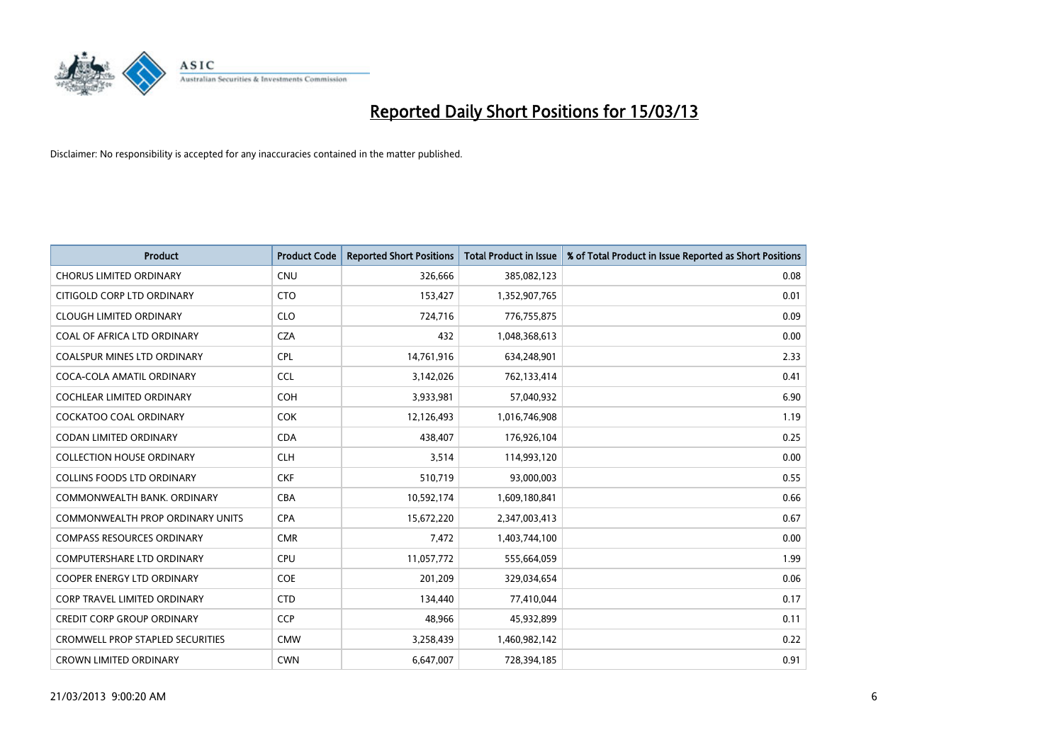# Reported Daily Short Positions for 15/03/13

Disclaimer: No responsibility is accepted for any inaccuracies contained in the matter published.

| Product | Product Code | Reported Short Positions | Total Product in Issue | % of Total Product in Issue Reported as Short Positions |
|---|---|---|---|---|
| CHORUS LIMITED ORDINARY | CNU | 326,666 | 385,082,123 | 0.08 |
| CITIGOLD CORP LTD ORDINARY | CTO | 153,427 | 1,352,907,765 | 0.01 |
| CLOUGH LIMITED ORDINARY | CLO | 724,716 | 776,755,875 | 0.09 |
| COAL OF AFRICA LTD ORDINARY | CZA | 432 | 1,048,368,613 | 0.00 |
| COALSPUR MINES LTD ORDINARY | CPL | 14,761,916 | 634,248,901 | 2.33 |
| COCA-COLA AMATIL ORDINARY | CCL | 3,142,026 | 762,133,414 | 0.41 |
| COCHLEAR LIMITED ORDINARY | COH | 3,933,981 | 57,040,932 | 6.90 |
| COCKATOO COAL ORDINARY | COK | 12,126,493 | 1,016,746,908 | 1.19 |
| CODAN LIMITED ORDINARY | CDA | 438,407 | 176,926,104 | 0.25 |
| COLLECTION HOUSE ORDINARY | CLH | 3,514 | 114,993,120 | 0.00 |
| COLLINS FOODS LTD ORDINARY | CKF | 510,719 | 93,000,003 | 0.55 |
| COMMONWEALTH BANK. ORDINARY | CBA | 10,592,174 | 1,609,180,841 | 0.66 |
| COMMONWEALTH PROP ORDINARY UNITS | CPA | 15,672,220 | 2,347,003,413 | 0.67 |
| COMPASS RESOURCES ORDINARY | CMR | 7,472 | 1,403,744,100 | 0.00 |
| COMPUTERSHARE LTD ORDINARY | CPU | 11,057,772 | 555,664,059 | 1.99 |
| COOPER ENERGY LTD ORDINARY | COE | 201,209 | 329,034,654 | 0.06 |
| CORP TRAVEL LIMITED ORDINARY | CTD | 134,440 | 77,410,044 | 0.17 |
| CREDIT CORP GROUP ORDINARY | CCP | 48,966 | 45,932,899 | 0.11 |
| CROMWELL PROP STAPLED SECURITIES | CMW | 3,258,439 | 1,460,982,142 | 0.22 |
| CROWN LIMITED ORDINARY | CWN | 6,647,007 | 728,394,185 | 0.91 |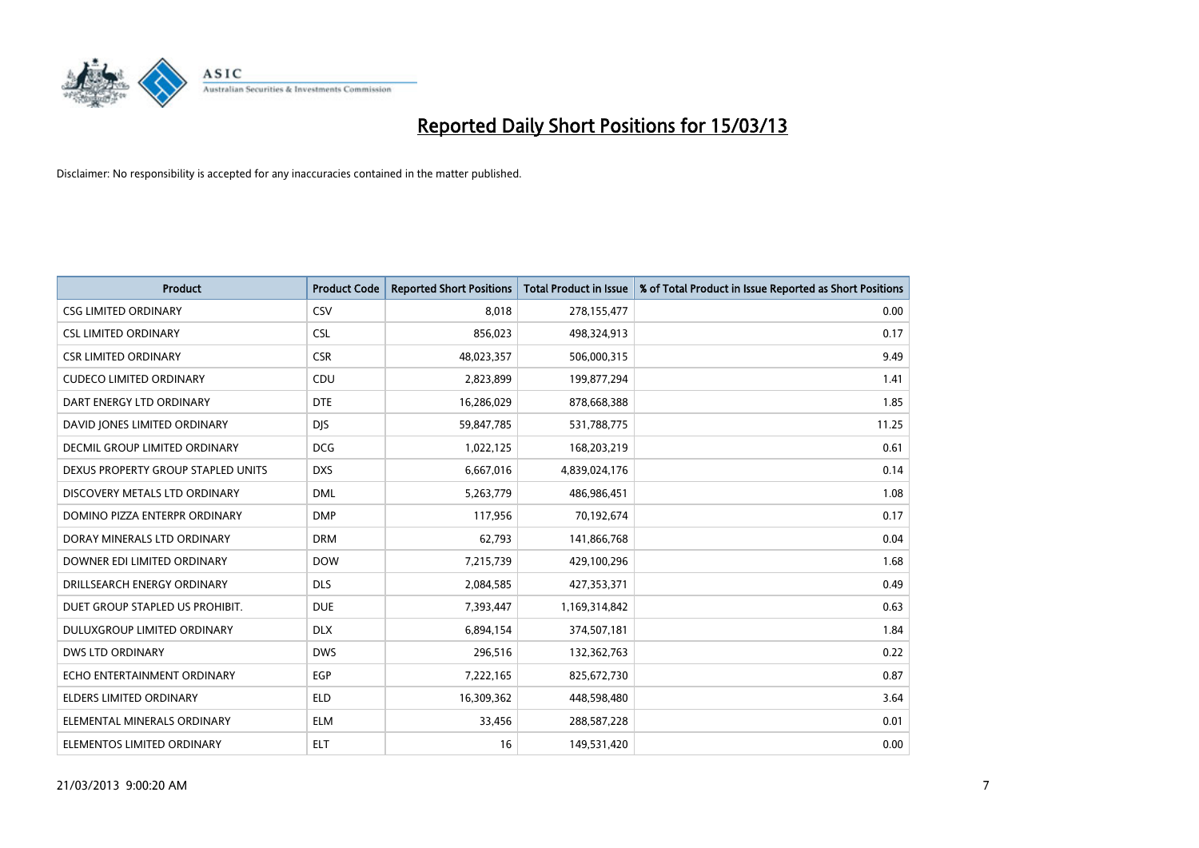# Reported Daily Short Positions for 15/03/13

Disclaimer: No responsibility is accepted for any inaccuracies contained in the matter published.

| Product | Product Code | Reported Short Positions | Total Product in Issue | % of Total Product in Issue Reported as Short Positions |
|---|---|---|---|---|
| CSG LIMITED ORDINARY | CSV | 8,018 | 278,155,477 | 0.00 |
| CSL LIMITED ORDINARY | CSL | 856,023 | 498,324,913 | 0.17 |
| CSR LIMITED ORDINARY | CSR | 48,023,357 | 506,000,315 | 9.49 |
| CUDECO LIMITED ORDINARY | CDU | 2,823,899 | 199,877,294 | 1.41 |
| DART ENERGY LTD ORDINARY | DTE | 16,286,029 | 878,668,388 | 1.85 |
| DAVID JONES LIMITED ORDINARY | DJS | 59,847,785 | 531,788,775 | 11.25 |
| DECMIL GROUP LIMITED ORDINARY | DCG | 1,022,125 | 168,203,219 | 0.61 |
| DEXUS PROPERTY GROUP STAPLED UNITS | DXS | 6,667,016 | 4,839,024,176 | 0.14 |
| DISCOVERY METALS LTD ORDINARY | DML | 5,263,779 | 486,986,451 | 1.08 |
| DOMINO PIZZA ENTERPR ORDINARY | DMP | 117,956 | 70,192,674 | 0.17 |
| DORAY MINERALS LTD ORDINARY | DRM | 62,793 | 141,866,768 | 0.04 |
| DOWNER EDI LIMITED ORDINARY | DOW | 7,215,739 | 429,100,296 | 1.68 |
| DRILLSEARCH ENERGY ORDINARY | DLS | 2,084,585 | 427,353,371 | 0.49 |
| DUET GROUP STAPLED US PROHIBIT. | DUE | 7,393,447 | 1,169,314,842 | 0.63 |
| DULUXGROUP LIMITED ORDINARY | DLX | 6,894,154 | 374,507,181 | 1.84 |
| DWS LTD ORDINARY | DWS | 296,516 | 132,362,763 | 0.22 |
| ECHO ENTERTAINMENT ORDINARY | EGP | 7,222,165 | 825,672,730 | 0.87 |
| ELDERS LIMITED ORDINARY | ELD | 16,309,362 | 448,598,480 | 3.64 |
| ELEMENTAL MINERALS ORDINARY | ELM | 33,456 | 288,587,228 | 0.01 |
| ELEMENTOS LIMITED ORDINARY | ELT | 16 | 149,531,420 | 0.00 |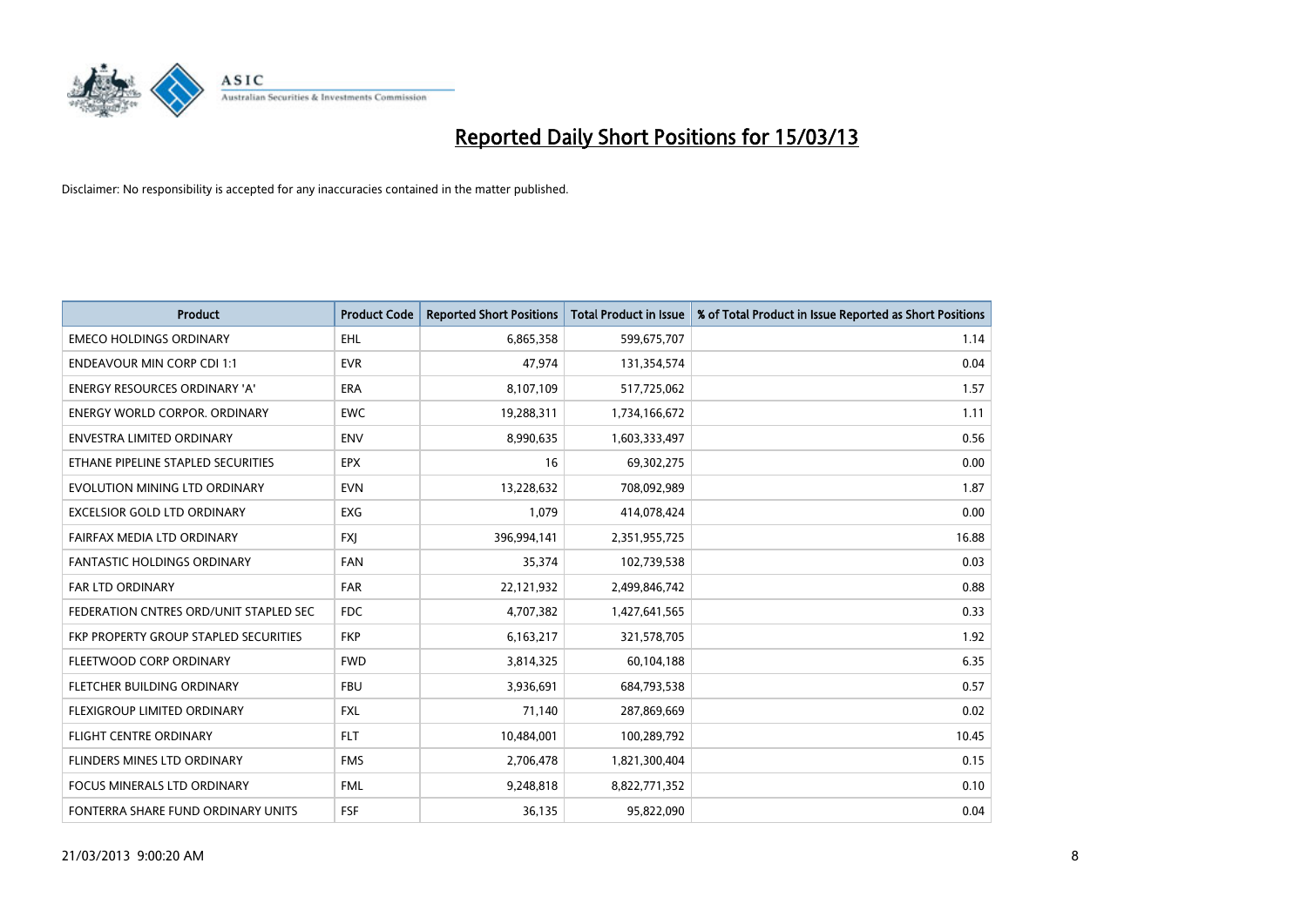# Reported Daily Short Positions for 15/03/13

Disclaimer: No responsibility is accepted for any inaccuracies contained in the matter published.

| Product | Product Code | Reported Short Positions | Total Product in Issue | % of Total Product in Issue Reported as Short Positions |
|---|---|---|---|---|
| EMECO HOLDINGS ORDINARY | EHL | 6,865,358 | 599,675,707 | 1.14 |
| ENDEAVOUR MIN CORP CDI 1:1 | EVR | 47,974 | 131,354,574 | 0.04 |
| ENERGY RESOURCES ORDINARY 'A' | ERA | 8,107,109 | 517,725,062 | 1.57 |
| ENERGY WORLD CORPOR. ORDINARY | EWC | 19,288,311 | 1,734,166,672 | 1.11 |
| ENVESTRA LIMITED ORDINARY | ENV | 8,990,635 | 1,603,333,497 | 0.56 |
| ETHANE PIPELINE STAPLED SECURITIES | EPX | 16 | 69,302,275 | 0.00 |
| EVOLUTION MINING LTD ORDINARY | EVN | 13,228,632 | 708,092,989 | 1.87 |
| EXCELSIOR GOLD LTD ORDINARY | EXG | 1,079 | 414,078,424 | 0.00 |
| FAIRFAX MEDIA LTD ORDINARY | FXJ | 396,994,141 | 2,351,955,725 | 16.88 |
| FANTASTIC HOLDINGS ORDINARY | FAN | 35,374 | 102,739,538 | 0.03 |
| FAR LTD ORDINARY | FAR | 22,121,932 | 2,499,846,742 | 0.88 |
| FEDERATION CNTRES ORD/UNIT STAPLED SEC | FDC | 4,707,382 | 1,427,641,565 | 0.33 |
| FKP PROPERTY GROUP STAPLED SECURITIES | FKP | 6,163,217 | 321,578,705 | 1.92 |
| FLEETWOOD CORP ORDINARY | FWD | 3,814,325 | 60,104,188 | 6.35 |
| FLETCHER BUILDING ORDINARY | FBU | 3,936,691 | 684,793,538 | 0.57 |
| FLEXIGROUP LIMITED ORDINARY | FXL | 71,140 | 287,869,669 | 0.02 |
| FLIGHT CENTRE ORDINARY | FLT | 10,484,001 | 100,289,792 | 10.45 |
| FLINDERS MINES LTD ORDINARY | FMS | 2,706,478 | 1,821,300,404 | 0.15 |
| FOCUS MINERALS LTD ORDINARY | FML | 9,248,818 | 8,822,771,352 | 0.10 |
| FONTERRA SHARE FUND ORDINARY UNITS | FSF | 36,135 | 95,822,090 | 0.04 |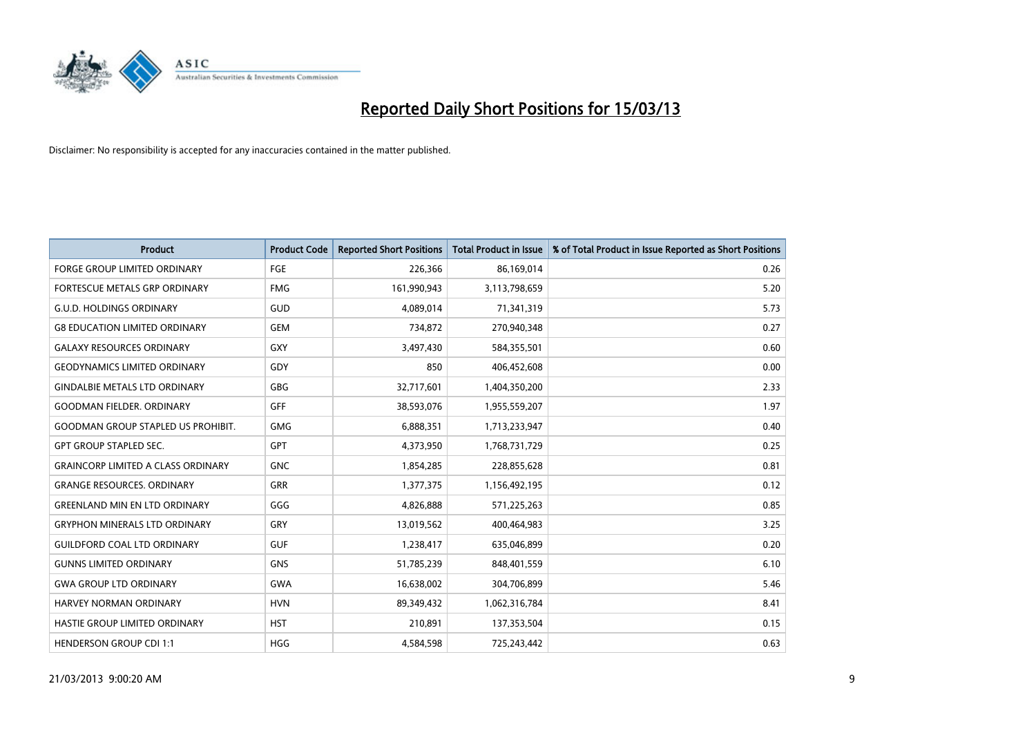# Reported Daily Short Positions for 15/03/13

Disclaimer: No responsibility is accepted for any inaccuracies contained in the matter published.

| Product | Product Code | Reported Short Positions | Total Product in Issue | % of Total Product in Issue Reported as Short Positions |
|---|---|---|---|---|
| FORGE GROUP LIMITED ORDINARY | FGE | 226,366 | 86,169,014 | 0.26 |
| FORTESCUE METALS GRP ORDINARY | FMG | 161,990,943 | 3,113,798,659 | 5.20 |
| G.U.D. HOLDINGS ORDINARY | GUD | 4,089,014 | 71,341,319 | 5.73 |
| G8 EDUCATION LIMITED ORDINARY | GEM | 734,872 | 270,940,348 | 0.27 |
| GALAXY RESOURCES ORDINARY | GXY | 3,497,430 | 584,355,501 | 0.60 |
| GEODYNAMICS LIMITED ORDINARY | GDY | 850 | 406,452,608 | 0.00 |
| GINDALBIE METALS LTD ORDINARY | GBG | 32,717,601 | 1,404,350,200 | 2.33 |
| GOODMAN FIELDER. ORDINARY | GFF | 38,593,076 | 1,955,559,207 | 1.97 |
| GOODMAN GROUP STAPLED US PROHIBIT. | GMG | 6,888,351 | 1,713,233,947 | 0.40 |
| GPT GROUP STAPLED SEC. | GPT | 4,373,950 | 1,768,731,729 | 0.25 |
| GRAINCORP LIMITED A CLASS ORDINARY | GNC | 1,854,285 | 228,855,628 | 0.81 |
| GRANGE RESOURCES. ORDINARY | GRR | 1,377,375 | 1,156,492,195 | 0.12 |
| GREENLAND MIN EN LTD ORDINARY | GGG | 4,826,888 | 571,225,263 | 0.85 |
| GRYPHON MINERALS LTD ORDINARY | GRY | 13,019,562 | 400,464,983 | 3.25 |
| GUILDFORD COAL LTD ORDINARY | GUF | 1,238,417 | 635,046,899 | 0.20 |
| GUNNS LIMITED ORDINARY | GNS | 51,785,239 | 848,401,559 | 6.10 |
| GWA GROUP LTD ORDINARY | GWA | 16,638,002 | 304,706,899 | 5.46 |
| HARVEY NORMAN ORDINARY | HVN | 89,349,432 | 1,062,316,784 | 8.41 |
| HASTIE GROUP LIMITED ORDINARY | HST | 210,891 | 137,353,504 | 0.15 |
| HENDERSON GROUP CDI 1:1 | HGG | 4,584,598 | 725,243,442 | 0.63 |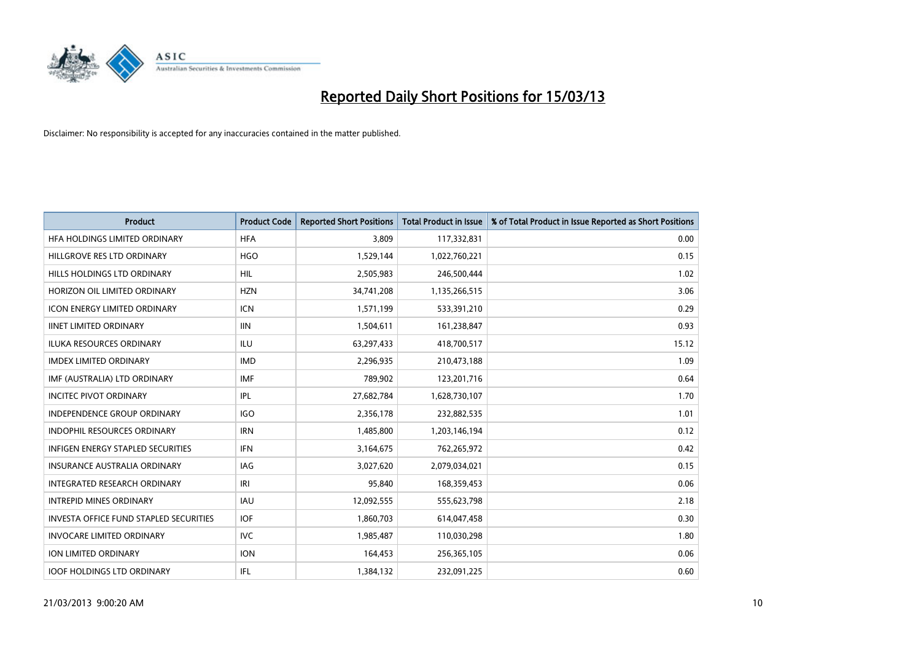# Reported Daily Short Positions for 15/03/13

Disclaimer: No responsibility is accepted for any inaccuracies contained in the matter published.

| Product | Product Code | Reported Short Positions | Total Product in Issue | % of Total Product in Issue Reported as Short Positions |
|---|---|---|---|---|
| HFA HOLDINGS LIMITED ORDINARY | HFA | 3,809 | 117,332,831 | 0.00 |
| HILLGROVE RES LTD ORDINARY | HGO | 1,529,144 | 1,022,760,221 | 0.15 |
| HILLS HOLDINGS LTD ORDINARY | HIL | 2,505,983 | 246,500,444 | 1.02 |
| HORIZON OIL LIMITED ORDINARY | HZN | 34,741,208 | 1,135,266,515 | 3.06 |
| ICON ENERGY LIMITED ORDINARY | ICN | 1,571,199 | 533,391,210 | 0.29 |
| IINET LIMITED ORDINARY | IIN | 1,504,611 | 161,238,847 | 0.93 |
| ILUKA RESOURCES ORDINARY | ILU | 63,297,433 | 418,700,517 | 15.12 |
| IMDEX LIMITED ORDINARY | IMD | 2,296,935 | 210,473,188 | 1.09 |
| IMF (AUSTRALIA) LTD ORDINARY | IMF | 789,902 | 123,201,716 | 0.64 |
| INCITEC PIVOT ORDINARY | IPL | 27,682,784 | 1,628,730,107 | 1.70 |
| INDEPENDENCE GROUP ORDINARY | IGO | 2,356,178 | 232,882,535 | 1.01 |
| INDOPHIL RESOURCES ORDINARY | IRN | 1,485,800 | 1,203,146,194 | 0.12 |
| INFIGEN ENERGY STAPLED SECURITIES | IFN | 3,164,675 | 762,265,972 | 0.42 |
| INSURANCE AUSTRALIA ORDINARY | IAG | 3,027,620 | 2,079,034,021 | 0.15 |
| INTEGRATED RESEARCH ORDINARY | IRI | 95,840 | 168,359,453 | 0.06 |
| INTREPID MINES ORDINARY | IAU | 12,092,555 | 555,623,798 | 2.18 |
| INVESTA OFFICE FUND STAPLED SECURITIES | IOF | 1,860,703 | 614,047,458 | 0.30 |
| INVOCARE LIMITED ORDINARY | IVC | 1,985,487 | 110,030,298 | 1.80 |
| ION LIMITED ORDINARY | ION | 164,453 | 256,365,105 | 0.06 |
| IOOF HOLDINGS LTD ORDINARY | IFL | 1,384,132 | 232,091,225 | 0.60 |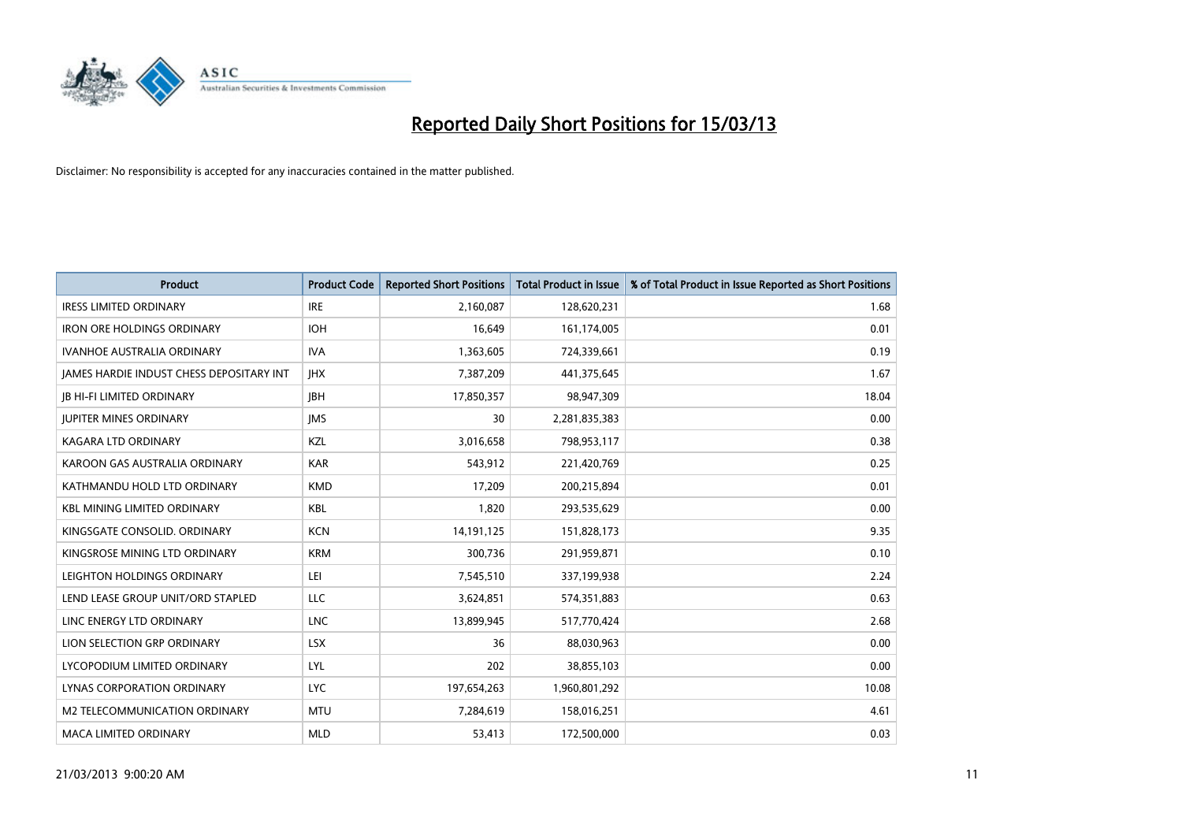# Reported Daily Short Positions for 15/03/13

Disclaimer: No responsibility is accepted for any inaccuracies contained in the matter published.

| Product | Product Code | Reported Short Positions | Total Product in Issue | % of Total Product in Issue Reported as Short Positions |
|---|---|---|---|---|
| IRESS LIMITED ORDINARY | IRE | 2,160,087 | 128,620,231 | 1.68 |
| IRON ORE HOLDINGS ORDINARY | IOH | 16,649 | 161,174,005 | 0.01 |
| IVANHOE AUSTRALIA ORDINARY | IVA | 1,363,605 | 724,339,661 | 0.19 |
| JAMES HARDIE INDUST CHESS DEPOSITARY INT | JHX | 7,387,209 | 441,375,645 | 1.67 |
| JB HI-FI LIMITED ORDINARY | JBH | 17,850,357 | 98,947,309 | 18.04 |
| JUPITER MINES ORDINARY | JMS | 30 | 2,281,835,383 | 0.00 |
| KAGARA LTD ORDINARY | KZL | 3,016,658 | 798,953,117 | 0.38 |
| KAROON GAS AUSTRALIA ORDINARY | KAR | 543,912 | 221,420,769 | 0.25 |
| KATHMANDU HOLD LTD ORDINARY | KMD | 17,209 | 200,215,894 | 0.01 |
| KBL MINING LIMITED ORDINARY | KBL | 1,820 | 293,535,629 | 0.00 |
| KINGSGATE CONSOLID. ORDINARY | KCN | 14,191,125 | 151,828,173 | 9.35 |
| KINGSROSE MINING LTD ORDINARY | KRM | 300,736 | 291,959,871 | 0.10 |
| LEIGHTON HOLDINGS ORDINARY | LEI | 7,545,510 | 337,199,938 | 2.24 |
| LEND LEASE GROUP UNIT/ORD STAPLED | LLC | 3,624,851 | 574,351,883 | 0.63 |
| LINC ENERGY LTD ORDINARY | LNC | 13,899,945 | 517,770,424 | 2.68 |
| LION SELECTION GRP ORDINARY | LSX | 36 | 88,030,963 | 0.00 |
| LYCOPODIUM LIMITED ORDINARY | LYL | 202 | 38,855,103 | 0.00 |
| LYNAS CORPORATION ORDINARY | LYC | 197,654,263 | 1,960,801,292 | 10.08 |
| M2 TELECOMMUNICATION ORDINARY | MTU | 7,284,619 | 158,016,251 | 4.61 |
| MACA LIMITED ORDINARY | MLD | 53,413 | 172,500,000 | 0.03 |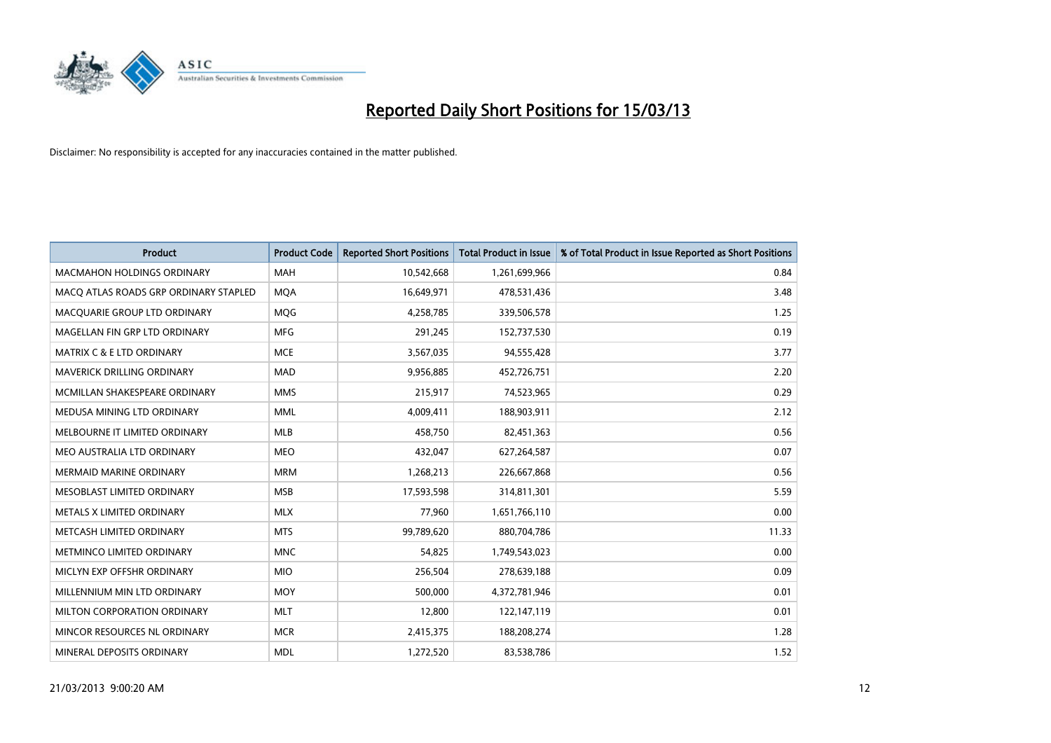# Reported Daily Short Positions for 15/03/13

Disclaimer: No responsibility is accepted for any inaccuracies contained in the matter published.

| Product | Product Code | Reported Short Positions | Total Product in Issue | % of Total Product in Issue Reported as Short Positions |
|---|---|---|---|---|
| MACMAHON HOLDINGS ORDINARY | MAH | 10,542,668 | 1,261,699,966 | 0.84 |
| MACQ ATLAS ROADS GRP ORDINARY STAPLED | MQA | 16,649,971 | 478,531,436 | 3.48 |
| MACQUARIE GROUP LTD ORDINARY | MQG | 4,258,785 | 339,506,578 | 1.25 |
| MAGELLAN FIN GRP LTD ORDINARY | MFG | 291,245 | 152,737,530 | 0.19 |
| MATRIX C & E LTD ORDINARY | MCE | 3,567,035 | 94,555,428 | 3.77 |
| MAVERICK DRILLING ORDINARY | MAD | 9,956,885 | 452,726,751 | 2.20 |
| MCMILLAN SHAKESPEARE ORDINARY | MMS | 215,917 | 74,523,965 | 0.29 |
| MEDUSA MINING LTD ORDINARY | MML | 4,009,411 | 188,903,911 | 2.12 |
| MELBOURNE IT LIMITED ORDINARY | MLB | 458,750 | 82,451,363 | 0.56 |
| MEO AUSTRALIA LTD ORDINARY | MEO | 432,047 | 627,264,587 | 0.07 |
| MERMAID MARINE ORDINARY | MRM | 1,268,213 | 226,667,868 | 0.56 |
| MESOBLAST LIMITED ORDINARY | MSB | 17,593,598 | 314,811,301 | 5.59 |
| METALS X LIMITED ORDINARY | MLX | 77,960 | 1,651,766,110 | 0.00 |
| METCASH LIMITED ORDINARY | MTS | 99,789,620 | 880,704,786 | 11.33 |
| METMINCO LIMITED ORDINARY | MNC | 54,825 | 1,749,543,023 | 0.00 |
| MICLYN EXP OFFSHR ORDINARY | MIO | 256,504 | 278,639,188 | 0.09 |
| MILLENNIUM MIN LTD ORDINARY | MOY | 500,000 | 4,372,781,946 | 0.01 |
| MILTON CORPORATION ORDINARY | MLT | 12,800 | 122,147,119 | 0.01 |
| MINCOR RESOURCES NL ORDINARY | MCR | 2,415,375 | 188,208,274 | 1.28 |
| MINERAL DEPOSITS ORDINARY | MDL | 1,272,520 | 83,538,786 | 1.52 |

21/03/2013 9:00:20 AM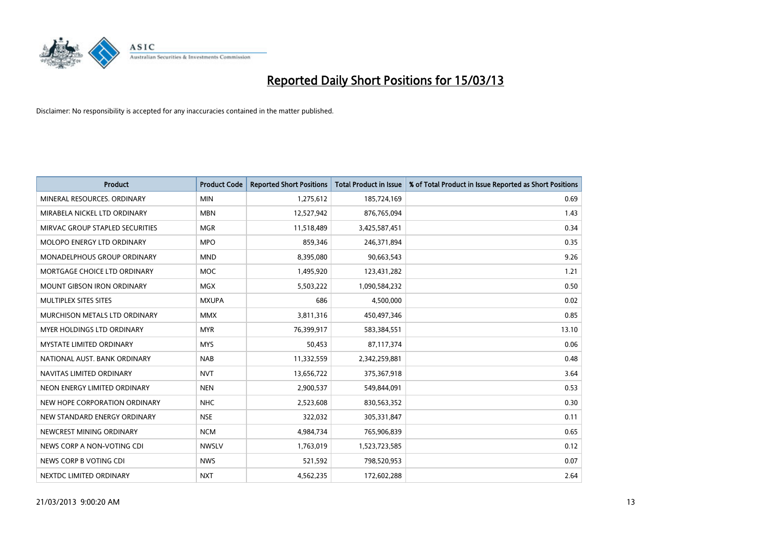# Reported Daily Short Positions for 15/03/13

Disclaimer: No responsibility is accepted for any inaccuracies contained in the matter published.

| Product | Product Code | Reported Short Positions | Total Product in Issue | % of Total Product in Issue Reported as Short Positions |
|---|---|---|---|---|
| MINERAL RESOURCES. ORDINARY | MIN | 1,275,612 | 185,724,169 | 0.69 |
| MIRABELA NICKEL LTD ORDINARY | MBN | 12,527,942 | 876,765,094 | 1.43 |
| MIRVAC GROUP STAPLED SECURITIES | MGR | 11,518,489 | 3,425,587,451 | 0.34 |
| MOLOPO ENERGY LTD ORDINARY | MPO | 859,346 | 246,371,894 | 0.35 |
| MONADELPHOUS GROUP ORDINARY | MND | 8,395,080 | 90,663,543 | 9.26 |
| MORTGAGE CHOICE LTD ORDINARY | MOC | 1,495,920 | 123,431,282 | 1.21 |
| MOUNT GIBSON IRON ORDINARY | MGX | 5,503,222 | 1,090,584,232 | 0.50 |
| MULTIPLEX SITES SITES | MXUPA | 686 | 4,500,000 | 0.02 |
| MURCHISON METALS LTD ORDINARY | MMX | 3,811,316 | 450,497,346 | 0.85 |
| MYER HOLDINGS LTD ORDINARY | MYR | 76,399,917 | 583,384,551 | 13.10 |
| MYSTATE LIMITED ORDINARY | MYS | 50,453 | 87,117,374 | 0.06 |
| NATIONAL AUST. BANK ORDINARY | NAB | 11,332,559 | 2,342,259,881 | 0.48 |
| NAVITAS LIMITED ORDINARY | NVT | 13,656,722 | 375,367,918 | 3.64 |
| NEON ENERGY LIMITED ORDINARY | NEN | 2,900,537 | 549,844,091 | 0.53 |
| NEW HOPE CORPORATION ORDINARY | NHC | 2,523,608 | 830,563,352 | 0.30 |
| NEW STANDARD ENERGY ORDINARY | NSE | 322,032 | 305,331,847 | 0.11 |
| NEWCREST MINING ORDINARY | NCM | 4,984,734 | 765,906,839 | 0.65 |
| NEWS CORP A NON-VOTING CDI | NWSLV | 1,763,019 | 1,523,723,585 | 0.12 |
| NEWS CORP B VOTING CDI | NWS | 521,592 | 798,520,953 | 0.07 |
| NEXTDC LIMITED ORDINARY | NXT | 4,562,235 | 172,602,288 | 2.64 |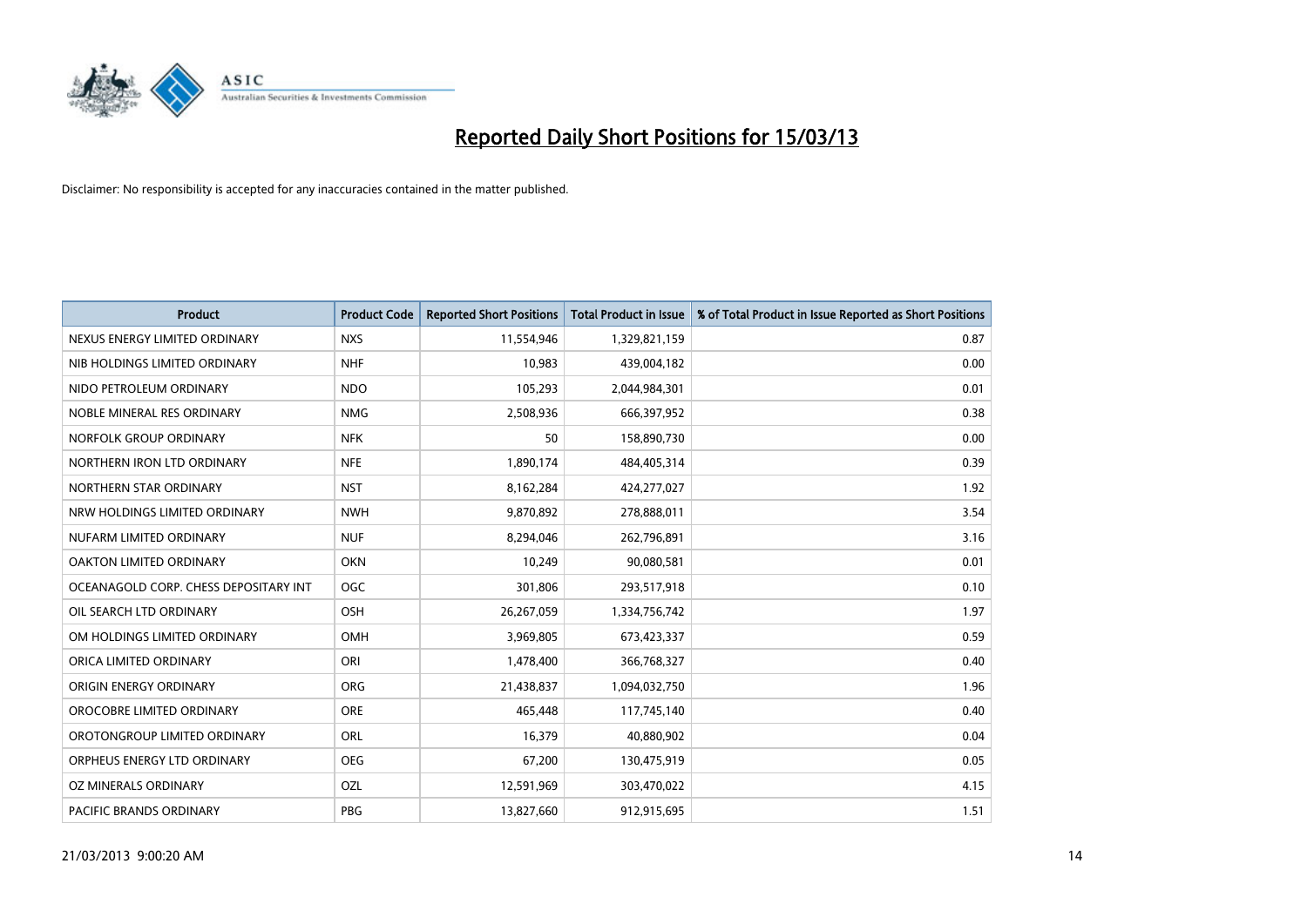# Reported Daily Short Positions for 15/03/13

Disclaimer: No responsibility is accepted for any inaccuracies contained in the matter published.

| Product | Product Code | Reported Short Positions | Total Product in Issue | % of Total Product in Issue Reported as Short Positions |
|---|---|---|---|---|
| NEXUS ENERGY LIMITED ORDINARY | NXS | 11,554,946 | 1,329,821,159 | 0.87 |
| NIB HOLDINGS LIMITED ORDINARY | NHF | 10,983 | 439,004,182 | 0.00 |
| NIDO PETROLEUM ORDINARY | NDO | 105,293 | 2,044,984,301 | 0.01 |
| NOBLE MINERAL RES ORDINARY | NMG | 2,508,936 | 666,397,952 | 0.38 |
| NORFOLK GROUP ORDINARY | NFK | 50 | 158,890,730 | 0.00 |
| NORTHERN IRON LTD ORDINARY | NFE | 1,890,174 | 484,405,314 | 0.39 |
| NORTHERN STAR ORDINARY | NST | 8,162,284 | 424,277,027 | 1.92 |
| NRW HOLDINGS LIMITED ORDINARY | NWH | 9,870,892 | 278,888,011 | 3.54 |
| NUFARM LIMITED ORDINARY | NUF | 8,294,046 | 262,796,891 | 3.16 |
| OAKTON LIMITED ORDINARY | OKN | 10,249 | 90,080,581 | 0.01 |
| OCEANAGOLD CORP. CHESS DEPOSITARY INT | OGC | 301,806 | 293,517,918 | 0.10 |
| OIL SEARCH LTD ORDINARY | OSH | 26,267,059 | 1,334,756,742 | 1.97 |
| OM HOLDINGS LIMITED ORDINARY | OMH | 3,969,805 | 673,423,337 | 0.59 |
| ORICA LIMITED ORDINARY | ORI | 1,478,400 | 366,768,327 | 0.40 |
| ORIGIN ENERGY ORDINARY | ORG | 21,438,837 | 1,094,032,750 | 1.96 |
| OROCOBRE LIMITED ORDINARY | ORE | 465,448 | 117,745,140 | 0.40 |
| OROTONGROUP LIMITED ORDINARY | ORL | 16,379 | 40,880,902 | 0.04 |
| ORPHEUS ENERGY LTD ORDINARY | OEG | 67,200 | 130,475,919 | 0.05 |
| OZ MINERALS ORDINARY | OZL | 12,591,969 | 303,470,022 | 4.15 |
| PACIFIC BRANDS ORDINARY | PBG | 13,827,660 | 912,915,695 | 1.51 |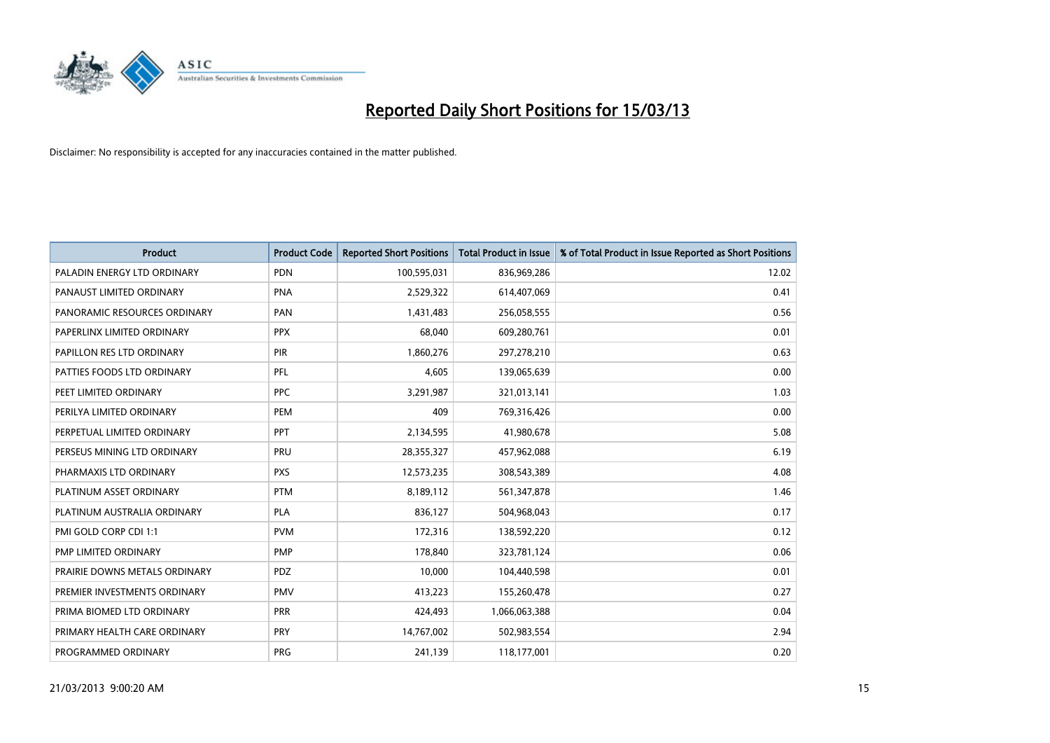# Reported Daily Short Positions for 15/03/13

Disclaimer: No responsibility is accepted for any inaccuracies contained in the matter published.

| Product | Product Code | Reported Short Positions | Total Product in Issue | % of Total Product in Issue Reported as Short Positions |
|---|---|---|---|---|
| PALADIN ENERGY LTD ORDINARY | PDN | 100,595,031 | 836,969,286 | 12.02 |
| PANAUST LIMITED ORDINARY | PNA | 2,529,322 | 614,407,069 | 0.41 |
| PANORAMIC RESOURCES ORDINARY | PAN | 1,431,483 | 256,058,555 | 0.56 |
| PAPERLINX LIMITED ORDINARY | PPX | 68,040 | 609,280,761 | 0.01 |
| PAPILLON RES LTD ORDINARY | PIR | 1,860,276 | 297,278,210 | 0.63 |
| PATTIES FOODS LTD ORDINARY | PFL | 4,605 | 139,065,639 | 0.00 |
| PEET LIMITED ORDINARY | PPC | 3,291,987 | 321,013,141 | 1.03 |
| PERILYA LIMITED ORDINARY | PEM | 409 | 769,316,426 | 0.00 |
| PERPETUAL LIMITED ORDINARY | PPT | 2,134,595 | 41,980,678 | 5.08 |
| PERSEUS MINING LTD ORDINARY | PRU | 28,355,327 | 457,962,088 | 6.19 |
| PHARMAXIS LTD ORDINARY | PXS | 12,573,235 | 308,543,389 | 4.08 |
| PLATINUM ASSET ORDINARY | PTM | 8,189,112 | 561,347,878 | 1.46 |
| PLATINUM AUSTRALIA ORDINARY | PLA | 836,127 | 504,968,043 | 0.17 |
| PMI GOLD CORP CDI 1:1 | PVM | 172,316 | 138,592,220 | 0.12 |
| PMP LIMITED ORDINARY | PMP | 178,840 | 323,781,124 | 0.06 |
| PRAIRIE DOWNS METALS ORDINARY | PDZ | 10,000 | 104,440,598 | 0.01 |
| PREMIER INVESTMENTS ORDINARY | PMV | 413,223 | 155,260,478 | 0.27 |
| PRIMA BIOMED LTD ORDINARY | PRR | 424,493 | 1,066,063,388 | 0.04 |
| PRIMARY HEALTH CARE ORDINARY | PRY | 14,767,002 | 502,983,554 | 2.94 |
| PROGRAMMED ORDINARY | PRG | 241,139 | 118,177,001 | 0.20 |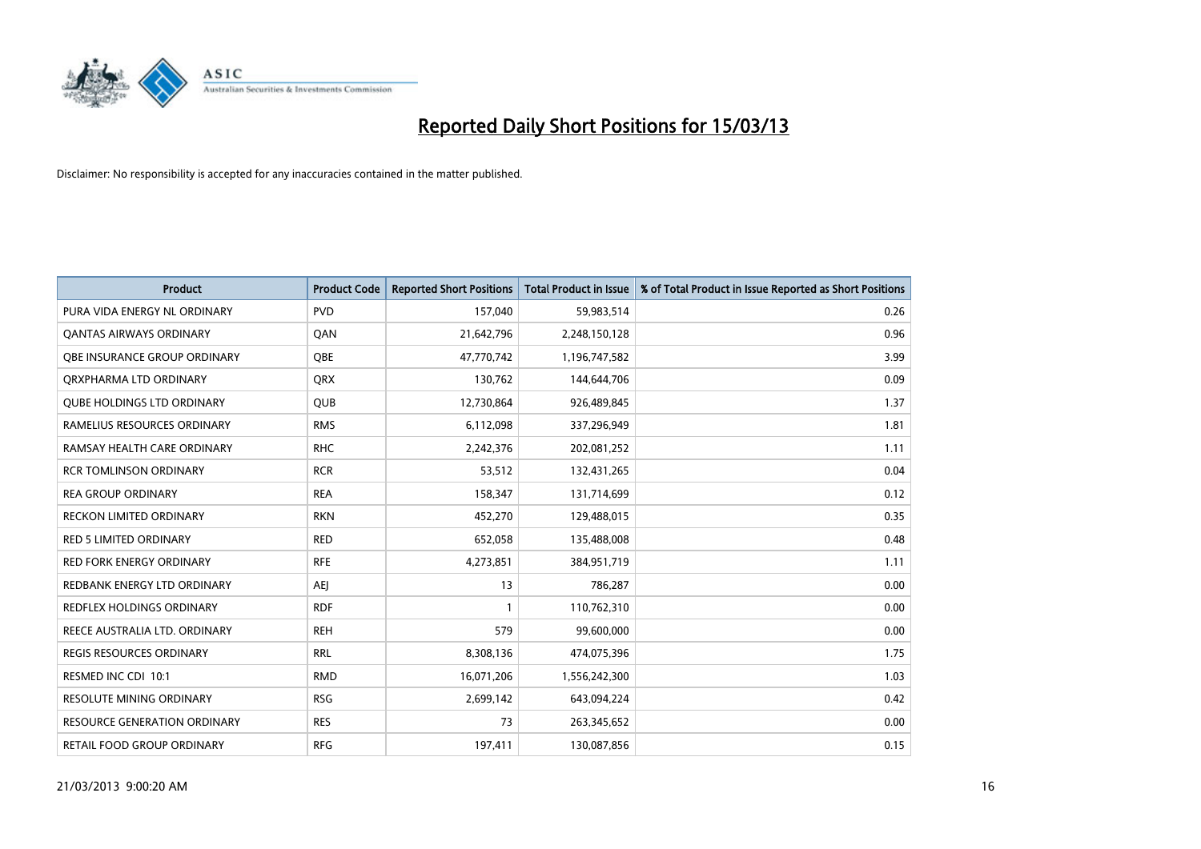# Reported Daily Short Positions for 15/03/13

Disclaimer: No responsibility is accepted for any inaccuracies contained in the matter published.

| Product | Product Code | Reported Short Positions | Total Product in Issue | % of Total Product in Issue Reported as Short Positions |
|---|---|---|---|---|
| PURA VIDA ENERGY NL ORDINARY | PVD | 157,040 | 59,983,514 | 0.26 |
| QANTAS AIRWAYS ORDINARY | QAN | 21,642,796 | 2,248,150,128 | 0.96 |
| QBE INSURANCE GROUP ORDINARY | QBE | 47,770,742 | 1,196,747,582 | 3.99 |
| QRXPHARMA LTD ORDINARY | QRX | 130,762 | 144,644,706 | 0.09 |
| QUBE HOLDINGS LTD ORDINARY | QUB | 12,730,864 | 926,489,845 | 1.37 |
| RAMELIUS RESOURCES ORDINARY | RMS | 6,112,098 | 337,296,949 | 1.81 |
| RAMSAY HEALTH CARE ORDINARY | RHC | 2,242,376 | 202,081,252 | 1.11 |
| RCR TOMLINSON ORDINARY | RCR | 53,512 | 132,431,265 | 0.04 |
| REA GROUP ORDINARY | REA | 158,347 | 131,714,699 | 0.12 |
| RECKON LIMITED ORDINARY | RKN | 452,270 | 129,488,015 | 0.35 |
| RED 5 LIMITED ORDINARY | RED | 652,058 | 135,488,008 | 0.48 |
| RED FORK ENERGY ORDINARY | RFE | 4,273,851 | 384,951,719 | 1.11 |
| REDBANK ENERGY LTD ORDINARY | AEJ | 13 | 786,287 | 0.00 |
| REDFLEX HOLDINGS ORDINARY | RDF | 1 | 110,762,310 | 0.00 |
| REECE AUSTRALIA LTD. ORDINARY | REH | 579 | 99,600,000 | 0.00 |
| REGIS RESOURCES ORDINARY | RRL | 8,308,136 | 474,075,396 | 1.75 |
| RESMED INC CDI 10:1 | RMD | 16,071,206 | 1,556,242,300 | 1.03 |
| RESOLUTE MINING ORDINARY | RSG | 2,699,142 | 643,094,224 | 0.42 |
| RESOURCE GENERATION ORDINARY | RES | 73 | 263,345,652 | 0.00 |
| RETAIL FOOD GROUP ORDINARY | RFG | 197,411 | 130,087,856 | 0.15 |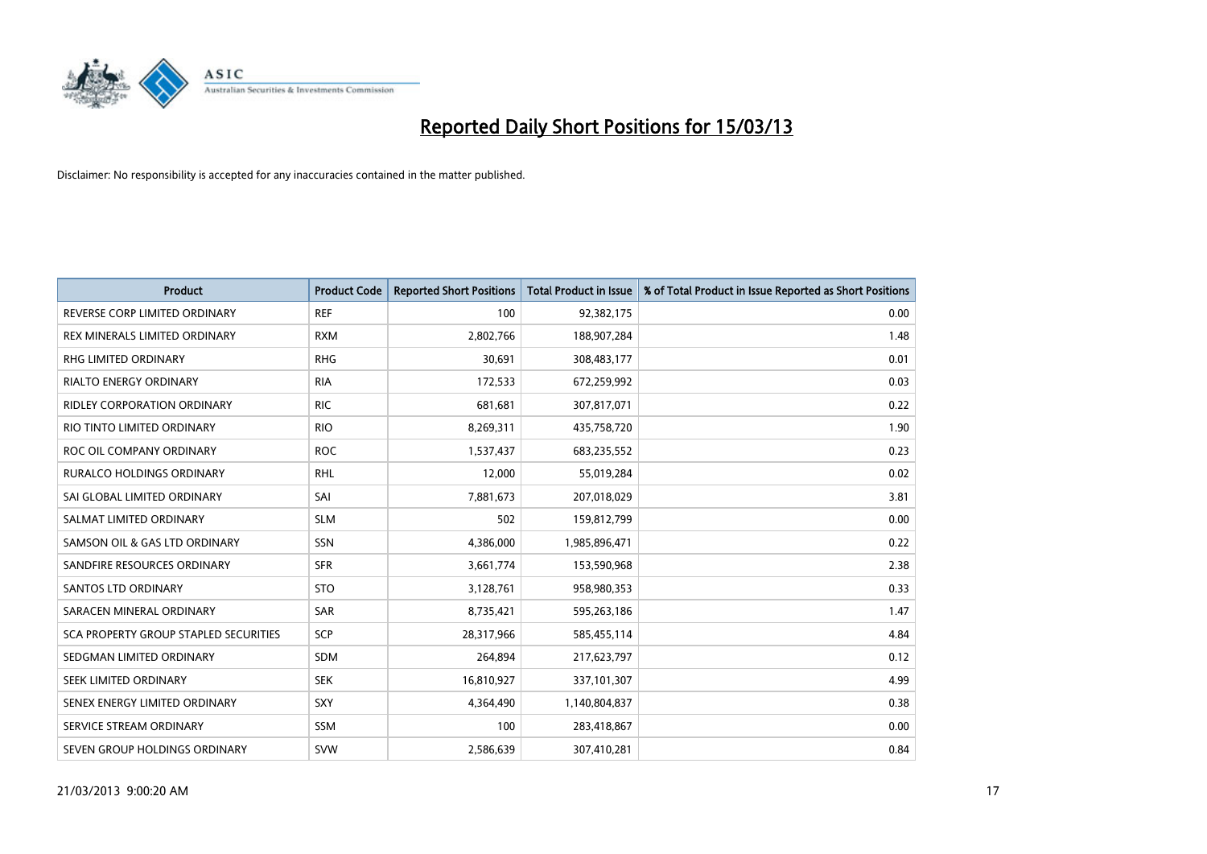# Reported Daily Short Positions for 15/03/13

Disclaimer: No responsibility is accepted for any inaccuracies contained in the matter published.

| Product | Product Code | Reported Short Positions | Total Product in Issue | % of Total Product in Issue Reported as Short Positions |
|---|---|---|---|---|
| REVERSE CORP LIMITED ORDINARY | REF | 100 | 92,382,175 | 0.00 |
| REX MINERALS LIMITED ORDINARY | RXM | 2,802,766 | 188,907,284 | 1.48 |
| RHG LIMITED ORDINARY | RHG | 30,691 | 308,483,177 | 0.01 |
| RIALTO ENERGY ORDINARY | RIA | 172,533 | 672,259,992 | 0.03 |
| RIDLEY CORPORATION ORDINARY | RIC | 681,681 | 307,817,071 | 0.22 |
| RIO TINTO LIMITED ORDINARY | RIO | 8,269,311 | 435,758,720 | 1.90 |
| ROC OIL COMPANY ORDINARY | ROC | 1,537,437 | 683,235,552 | 0.23 |
| RURALCO HOLDINGS ORDINARY | RHL | 12,000 | 55,019,284 | 0.02 |
| SAI GLOBAL LIMITED ORDINARY | SAI | 7,881,673 | 207,018,029 | 3.81 |
| SALMAT LIMITED ORDINARY | SLM | 502 | 159,812,799 | 0.00 |
| SAMSON OIL & GAS LTD ORDINARY | SSN | 4,386,000 | 1,985,896,471 | 0.22 |
| SANDFIRE RESOURCES ORDINARY | SFR | 3,661,774 | 153,590,968 | 2.38 |
| SANTOS LTD ORDINARY | STO | 3,128,761 | 958,980,353 | 0.33 |
| SARACEN MINERAL ORDINARY | SAR | 8,735,421 | 595,263,186 | 1.47 |
| SCA PROPERTY GROUP STAPLED SECURITIES | SCP | 28,317,966 | 585,455,114 | 4.84 |
| SEDGMAN LIMITED ORDINARY | SDM | 264,894 | 217,623,797 | 0.12 |
| SEEK LIMITED ORDINARY | SEK | 16,810,927 | 337,101,307 | 4.99 |
| SENEX ENERGY LIMITED ORDINARY | SXY | 4,364,490 | 1,140,804,837 | 0.38 |
| SERVICE STREAM ORDINARY | SSM | 100 | 283,418,867 | 0.00 |
| SEVEN GROUP HOLDINGS ORDINARY | SVW | 2,586,639 | 307,410,281 | 0.84 |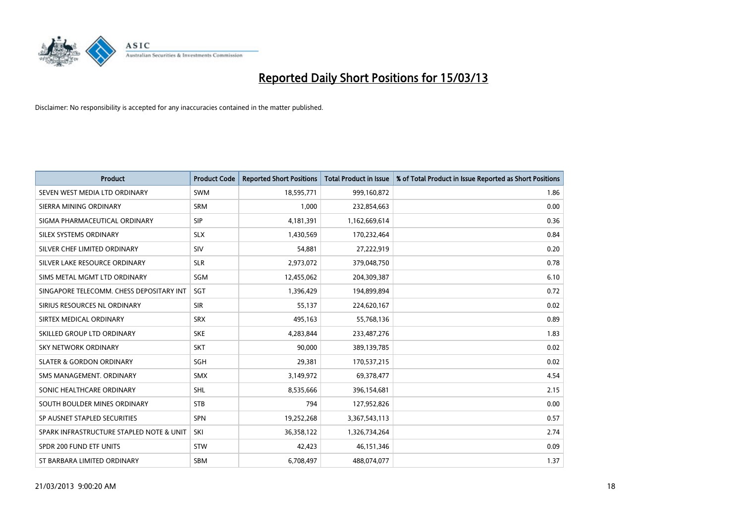# Reported Daily Short Positions for 15/03/13

Disclaimer: No responsibility is accepted for any inaccuracies contained in the matter published.

| Product | Product Code | Reported Short Positions | Total Product in Issue | % of Total Product in Issue Reported as Short Positions |
|---|---|---|---|---|
| SEVEN WEST MEDIA LTD ORDINARY | SWM | 18,595,771 | 999,160,872 | 1.86 |
| SIERRA MINING ORDINARY | SRM | 1,000 | 232,854,663 | 0.00 |
| SIGMA PHARMACEUTICAL ORDINARY | SIP | 4,181,391 | 1,162,669,614 | 0.36 |
| SILEX SYSTEMS ORDINARY | SLX | 1,430,569 | 170,232,464 | 0.84 |
| SILVER CHEF LIMITED ORDINARY | SIV | 54,881 | 27,222,919 | 0.20 |
| SILVER LAKE RESOURCE ORDINARY | SLR | 2,973,072 | 379,048,750 | 0.78 |
| SIMS METAL MGMT LTD ORDINARY | SGM | 12,455,062 | 204,309,387 | 6.10 |
| SINGAPORE TELECOMM. CHESS DEPOSITARY INT | SGT | 1,396,429 | 194,899,894 | 0.72 |
| SIRIUS RESOURCES NL ORDINARY | SIR | 55,137 | 224,620,167 | 0.02 |
| SIRTEX MEDICAL ORDINARY | SRX | 495,163 | 55,768,136 | 0.89 |
| SKILLED GROUP LTD ORDINARY | SKE | 4,283,844 | 233,487,276 | 1.83 |
| SKY NETWORK ORDINARY | SKT | 90,000 | 389,139,785 | 0.02 |
| SLATER & GORDON ORDINARY | SGH | 29,381 | 170,537,215 | 0.02 |
| SMS MANAGEMENT. ORDINARY | SMX | 3,149,972 | 69,378,477 | 4.54 |
| SONIC HEALTHCARE ORDINARY | SHL | 8,535,666 | 396,154,681 | 2.15 |
| SOUTH BOULDER MINES ORDINARY | STB | 794 | 127,952,826 | 0.00 |
| SP AUSNET STAPLED SECURITIES | SPN | 19,252,268 | 3,367,543,113 | 0.57 |
| SPARK INFRASTRUCTURE STAPLED NOTE & UNIT | SKI | 36,358,122 | 1,326,734,264 | 2.74 |
| SPDR 200 FUND ETF UNITS | STW | 42,423 | 46,151,346 | 0.09 |
| ST BARBARA LIMITED ORDINARY | SBM | 6,708,497 | 488,074,077 | 1.37 |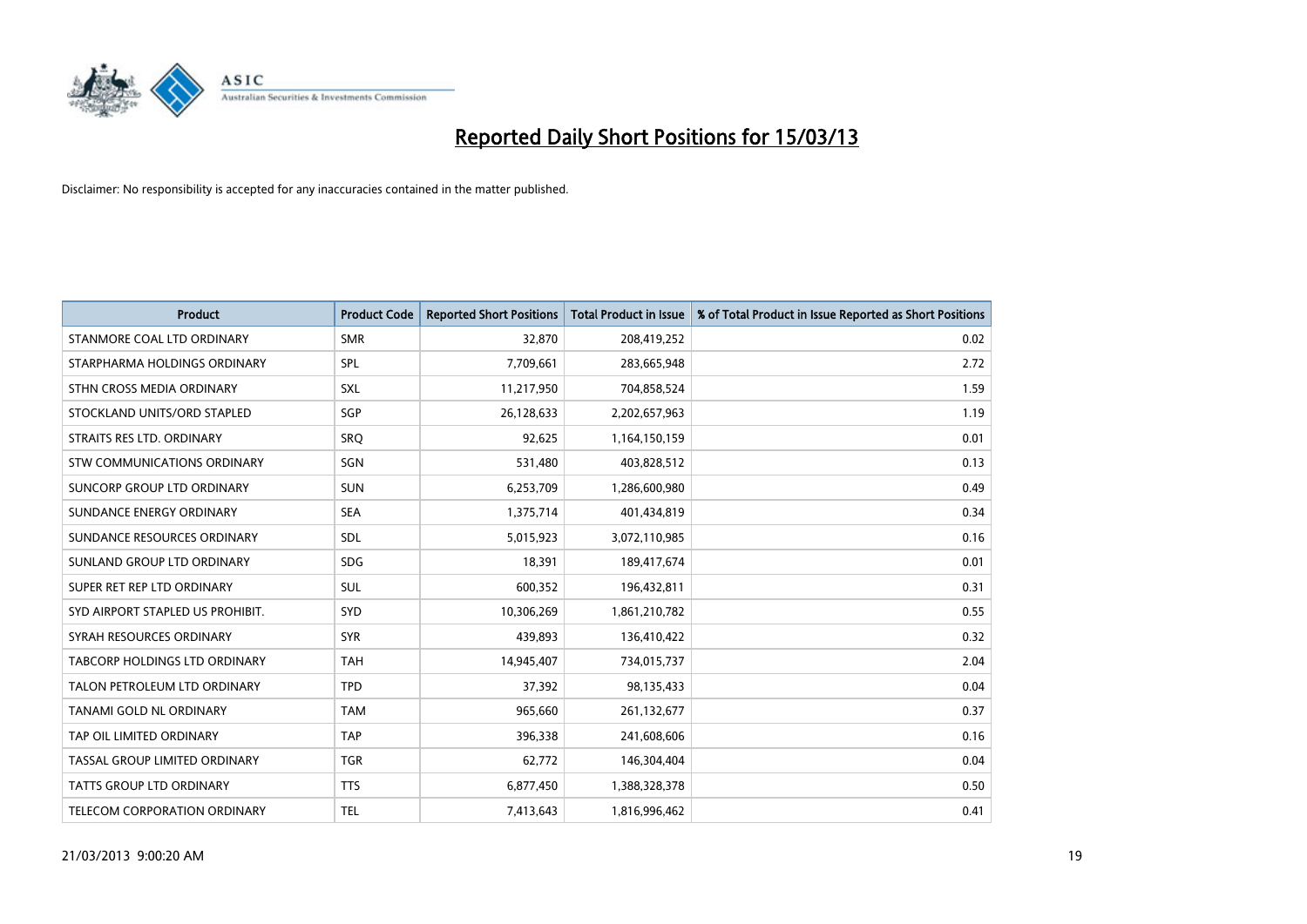# Reported Daily Short Positions for 15/03/13

Disclaimer: No responsibility is accepted for any inaccuracies contained in the matter published.

| Product | Product Code | Reported Short Positions | Total Product in Issue | % of Total Product in Issue Reported as Short Positions |
|---|---|---|---|---|
| STANMORE COAL LTD ORDINARY | SMR | 32,870 | 208,419,252 | 0.02 |
| STARPHARMA HOLDINGS ORDINARY | SPL | 7,709,661 | 283,665,948 | 2.72 |
| STHN CROSS MEDIA ORDINARY | SXL | 11,217,950 | 704,858,524 | 1.59 |
| STOCKLAND UNITS/ORD STAPLED | SGP | 26,128,633 | 2,202,657,963 | 1.19 |
| STRAITS RES LTD. ORDINARY | SRQ | 92,625 | 1,164,150,159 | 0.01 |
| STW COMMUNICATIONS ORDINARY | SGN | 531,480 | 403,828,512 | 0.13 |
| SUNCORP GROUP LTD ORDINARY | SUN | 6,253,709 | 1,286,600,980 | 0.49 |
| SUNDANCE ENERGY ORDINARY | SEA | 1,375,714 | 401,434,819 | 0.34 |
| SUNDANCE RESOURCES ORDINARY | SDL | 5,015,923 | 3,072,110,985 | 0.16 |
| SUNLAND GROUP LTD ORDINARY | SDG | 18,391 | 189,417,674 | 0.01 |
| SUPER RET REP LTD ORDINARY | SUL | 600,352 | 196,432,811 | 0.31 |
| SYD AIRPORT STAPLED US PROHIBIT. | SYD | 10,306,269 | 1,861,210,782 | 0.55 |
| SYRAH RESOURCES ORDINARY | SYR | 439,893 | 136,410,422 | 0.32 |
| TABCORP HOLDINGS LTD ORDINARY | TAH | 14,945,407 | 734,015,737 | 2.04 |
| TALON PETROLEUM LTD ORDINARY | TPD | 37,392 | 98,135,433 | 0.04 |
| TANAMI GOLD NL ORDINARY | TAM | 965,660 | 261,132,677 | 0.37 |
| TAP OIL LIMITED ORDINARY | TAP | 396,338 | 241,608,606 | 0.16 |
| TASSAL GROUP LIMITED ORDINARY | TGR | 62,772 | 146,304,404 | 0.04 |
| TATTS GROUP LTD ORDINARY | TTS | 6,877,450 | 1,388,328,378 | 0.50 |
| TELECOM CORPORATION ORDINARY | TEL | 7,413,643 | 1,816,996,462 | 0.41 |

21/03/2013 9:00:20 AM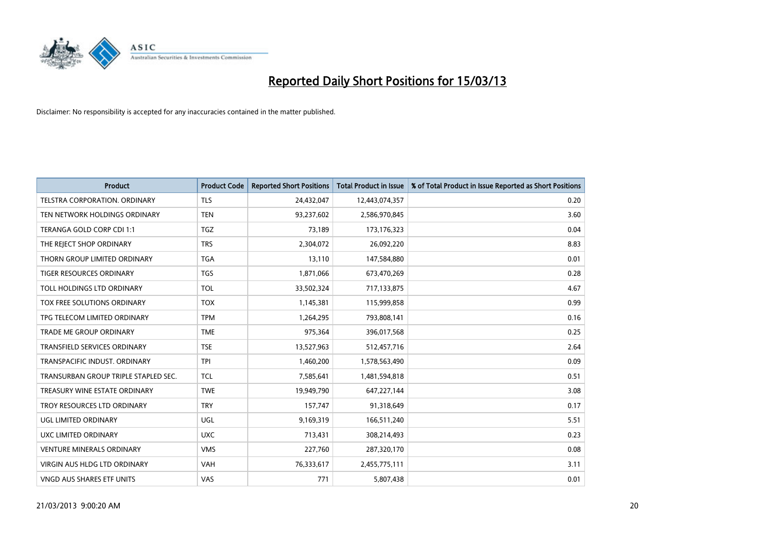# Reported Daily Short Positions for 15/03/13

Disclaimer: No responsibility is accepted for any inaccuracies contained in the matter published.

| Product | Product Code | Reported Short Positions | Total Product in Issue | % of Total Product in Issue Reported as Short Positions |
| --- | --- | --- | --- | --- |
| TELSTRA CORPORATION. ORDINARY | TLS | 24,432,047 | 12,443,074,357 | 0.20 |
| TEN NETWORK HOLDINGS ORDINARY | TEN | 93,237,602 | 2,586,970,845 | 3.60 |
| TERANGA GOLD CORP CDI 1:1 | TGZ | 73,189 | 173,176,323 | 0.04 |
| THE REJECT SHOP ORDINARY | TRS | 2,304,072 | 26,092,220 | 8.83 |
| THORN GROUP LIMITED ORDINARY | TGA | 13,110 | 147,584,880 | 0.01 |
| TIGER RESOURCES ORDINARY | TGS | 1,871,066 | 673,470,269 | 0.28 |
| TOLL HOLDINGS LTD ORDINARY | TOL | 33,502,324 | 717,133,875 | 4.67 |
| TOX FREE SOLUTIONS ORDINARY | TOX | 1,145,381 | 115,999,858 | 0.99 |
| TPG TELECOM LIMITED ORDINARY | TPM | 1,264,295 | 793,808,141 | 0.16 |
| TRADE ME GROUP ORDINARY | TME | 975,364 | 396,017,568 | 0.25 |
| TRANSFIELD SERVICES ORDINARY | TSE | 13,527,963 | 512,457,716 | 2.64 |
| TRANSPACIFIC INDUST. ORDINARY | TPI | 1,460,200 | 1,578,563,490 | 0.09 |
| TRANSURBAN GROUP TRIPLE STAPLED SEC. | TCL | 7,585,641 | 1,481,594,818 | 0.51 |
| TREASURY WINE ESTATE ORDINARY | TWE | 19,949,790 | 647,227,144 | 3.08 |
| TROY RESOURCES LTD ORDINARY | TRY | 157,747 | 91,318,649 | 0.17 |
| UGL LIMITED ORDINARY | UGL | 9,169,319 | 166,511,240 | 5.51 |
| UXC LIMITED ORDINARY | UXC | 713,431 | 308,214,493 | 0.23 |
| VENTURE MINERALS ORDINARY | VMS | 227,760 | 287,320,170 | 0.08 |
| VIRGIN AUS HLDG LTD ORDINARY | VAH | 76,333,617 | 2,455,775,111 | 3.11 |
| VNGD AUS SHARES ETF UNITS | VAS | 771 | 5,807,438 | 0.01 |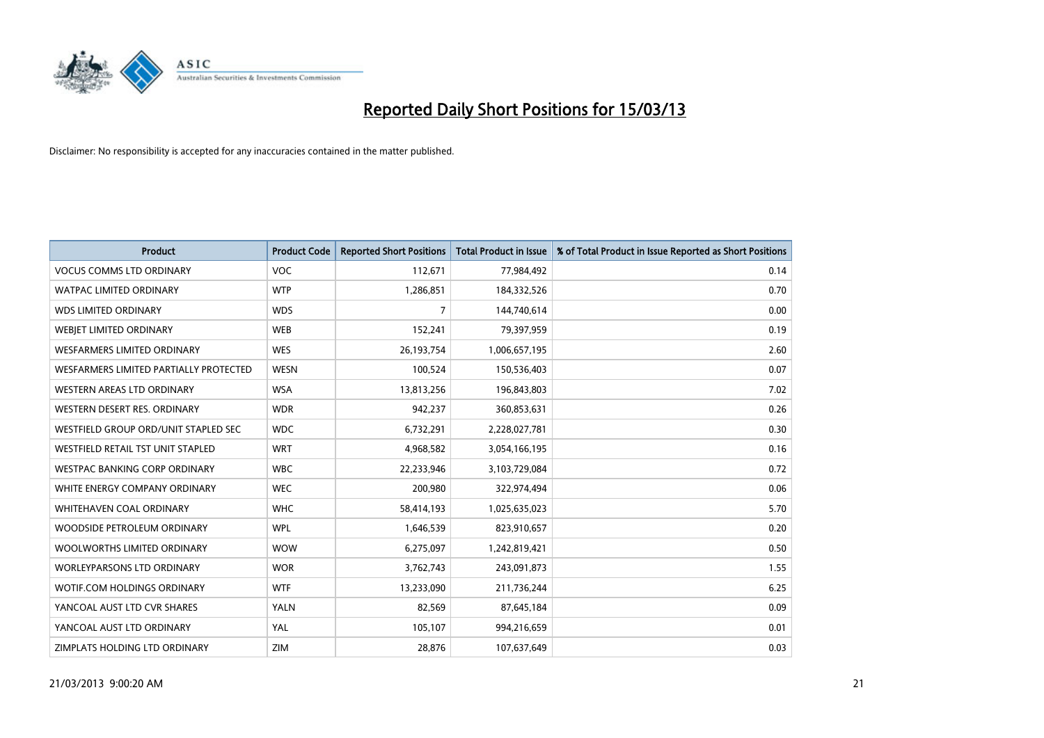# Reported Daily Short Positions for 15/03/13

Disclaimer: No responsibility is accepted for any inaccuracies contained in the matter published.

| Product | Product Code | Reported Short Positions | Total Product in Issue | % of Total Product in Issue Reported as Short Positions |
|---|---|---|---|---|
| VOCUS COMMS LTD ORDINARY | VOC | 112,671 | 77,984,492 | 0.14 |
| WATPAC LIMITED ORDINARY | WTP | 1,286,851 | 184,332,526 | 0.70 |
| WDS LIMITED ORDINARY | WDS | 7 | 144,740,614 | 0.00 |
| WEBJET LIMITED ORDINARY | WEB | 152,241 | 79,397,959 | 0.19 |
| WESFARMERS LIMITED ORDINARY | WES | 26,193,754 | 1,006,657,195 | 2.60 |
| WESFARMERS LIMITED PARTIALLY PROTECTED | WESN | 100,524 | 150,536,403 | 0.07 |
| WESTERN AREAS LTD ORDINARY | WSA | 13,813,256 | 196,843,803 | 7.02 |
| WESTERN DESERT RES. ORDINARY | WDR | 942,237 | 360,853,631 | 0.26 |
| WESTFIELD GROUP ORD/UNIT STAPLED SEC | WDC | 6,732,291 | 2,228,027,781 | 0.30 |
| WESTFIELD RETAIL TST UNIT STAPLED | WRT | 4,968,582 | 3,054,166,195 | 0.16 |
| WESTPAC BANKING CORP ORDINARY | WBC | 22,233,946 | 3,103,729,084 | 0.72 |
| WHITE ENERGY COMPANY ORDINARY | WEC | 200,980 | 322,974,494 | 0.06 |
| WHITEHAVEN COAL ORDINARY | WHC | 58,414,193 | 1,025,635,023 | 5.70 |
| WOODSIDE PETROLEUM ORDINARY | WPL | 1,646,539 | 823,910,657 | 0.20 |
| WOOLWORTHS LIMITED ORDINARY | WOW | 6,275,097 | 1,242,819,421 | 0.50 |
| WORLEYPARSONS LTD ORDINARY | WOR | 3,762,743 | 243,091,873 | 1.55 |
| WOTIF.COM HOLDINGS ORDINARY | WTF | 13,233,090 | 211,736,244 | 6.25 |
| YANCOAL AUST LTD CVR SHARES | YALN | 82,569 | 87,645,184 | 0.09 |
| YANCOAL AUST LTD ORDINARY | YAL | 105,107 | 994,216,659 | 0.01 |
| ZIMPLATS HOLDING LTD ORDINARY | ZIM | 28,876 | 107,637,649 | 0.03 |